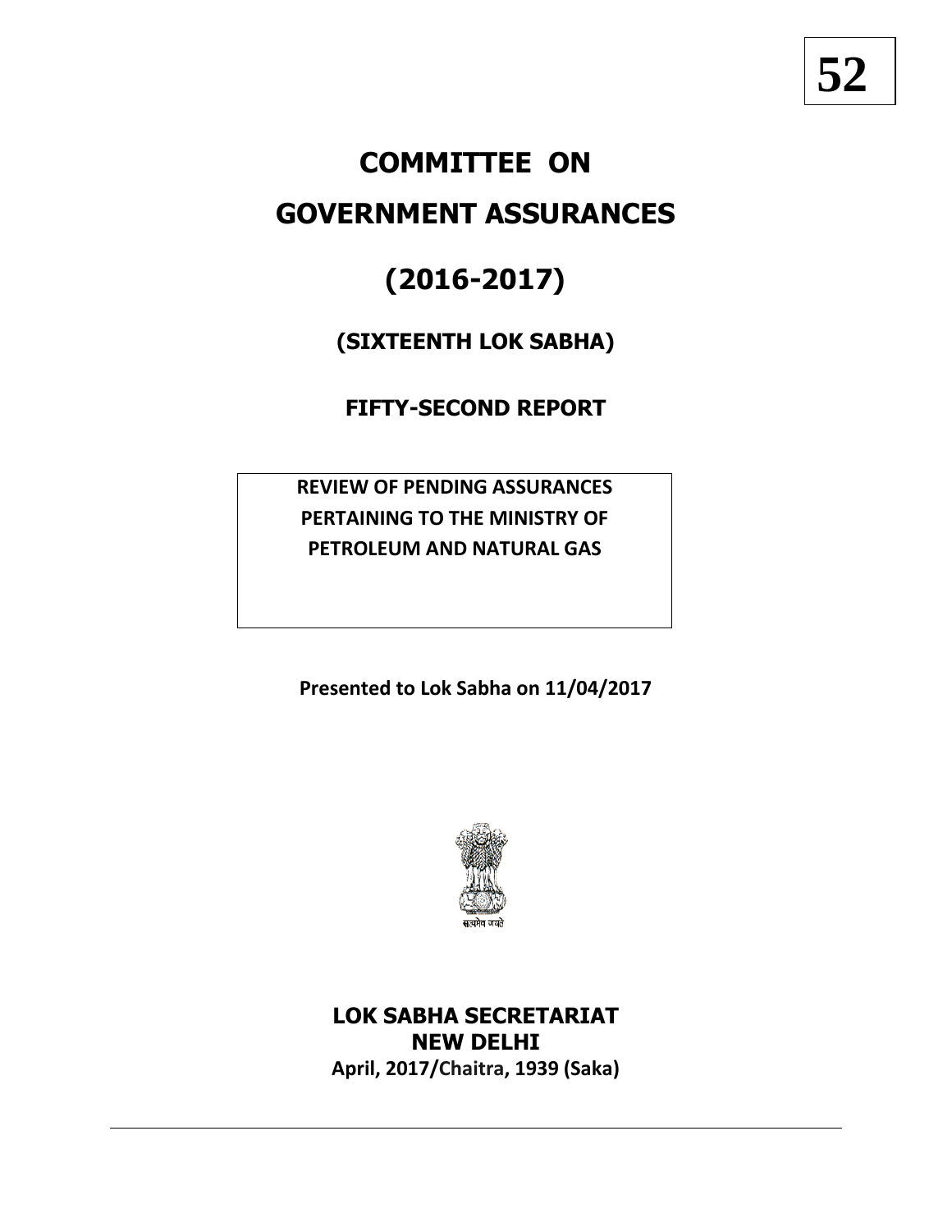52

# COMMITTEE ON GOVERNMENT ASSURANCES

## (2016-2017)

### (SIXTEENTH LOK SABHA)

### FIFTY-SECOND REPORT

**REVIEW OF PENDING ASSURANCES PERTAINING TO THE MINISTRY OF PETROLEUM AND NATURAL GAS**

**Presented to Lok Sabha on 11/04/2017**

सत्यमेव जयते

**LOK SABHA SECRETARIAT**
**NEW DELHI**
**April, 2017/Chaitra, 1939 (Saka)**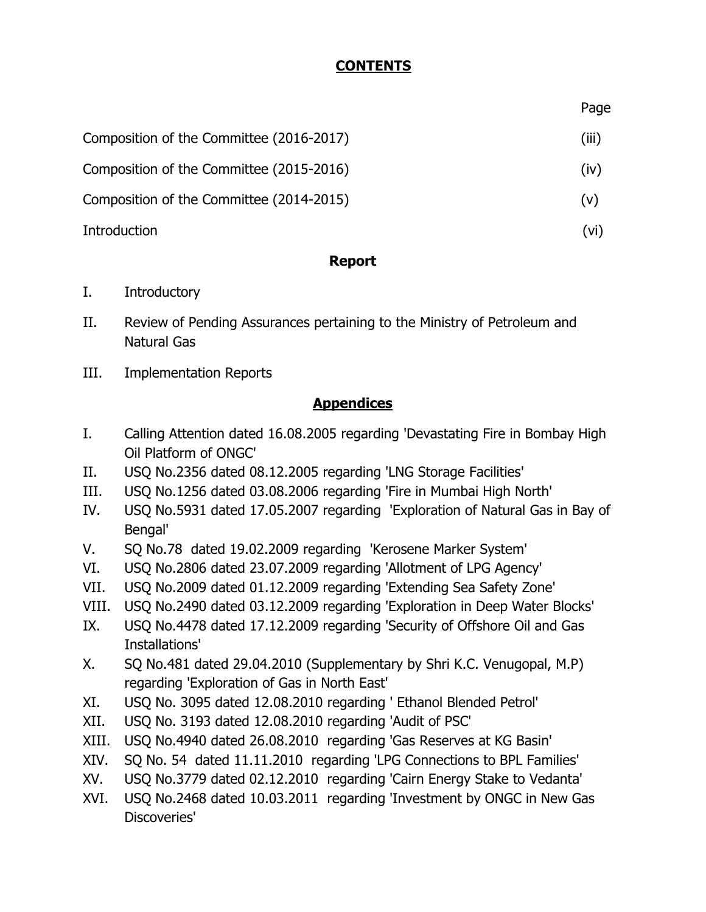# CONTENTS

| | Page |
|---|---|
| Composition of the Committee (2016-2017) | (iii) |
| Composition of the Committee (2015-2016) | (iv) |
| Composition of the Committee (2014-2015) | (v) |
| Introduction | (vi) |

## Report

I. Introductory

II. Review of Pending Assurances pertaining to the Ministry of Petroleum and Natural Gas

III. Implementation Reports

## Appendices

I. Calling Attention dated 16.08.2005 regarding 'Devastating Fire in Bombay High Oil Platform of ONGC'

II. USQ No.2356 dated 08.12.2005 regarding 'LNG Storage Facilities'

III. USQ No.1256 dated 03.08.2006 regarding 'Fire in Mumbai High North'

IV. USQ No.5931 dated 17.05.2007 regarding 'Exploration of Natural Gas in Bay of Bengal'

V. SQ No.78 dated 19.02.2009 regarding 'Kerosene Marker System'

VI. USQ No.2806 dated 23.07.2009 regarding 'Allotment of LPG Agency'

VII. USQ No.2009 dated 01.12.2009 regarding 'Extending Sea Safety Zone'

VIII. USQ No.2490 dated 03.12.2009 regarding 'Exploration in Deep Water Blocks'

IX. USQ No.4478 dated 17.12.2009 regarding 'Security of Offshore Oil and Gas Installations'

X. SQ No.481 dated 29.04.2010 (Supplementary by Shri K.C. Venugopal, M.P) regarding 'Exploration of Gas in North East'

XI. USQ No. 3095 dated 12.08.2010 regarding ' Ethanol Blended Petrol'

XII. USQ No. 3193 dated 12.08.2010 regarding 'Audit of PSC'

XIII. USQ No.4940 dated 26.08.2010 regarding 'Gas Reserves at KG Basin'

XIV. SQ No. 54 dated 11.11.2010 regarding 'LPG Connections to BPL Families'

XV. USQ No.3779 dated 02.12.2010 regarding 'Cairn Energy Stake to Vedanta'

XVI. USQ No.2468 dated 10.03.2011 regarding 'Investment by ONGC in New Gas Discoveries'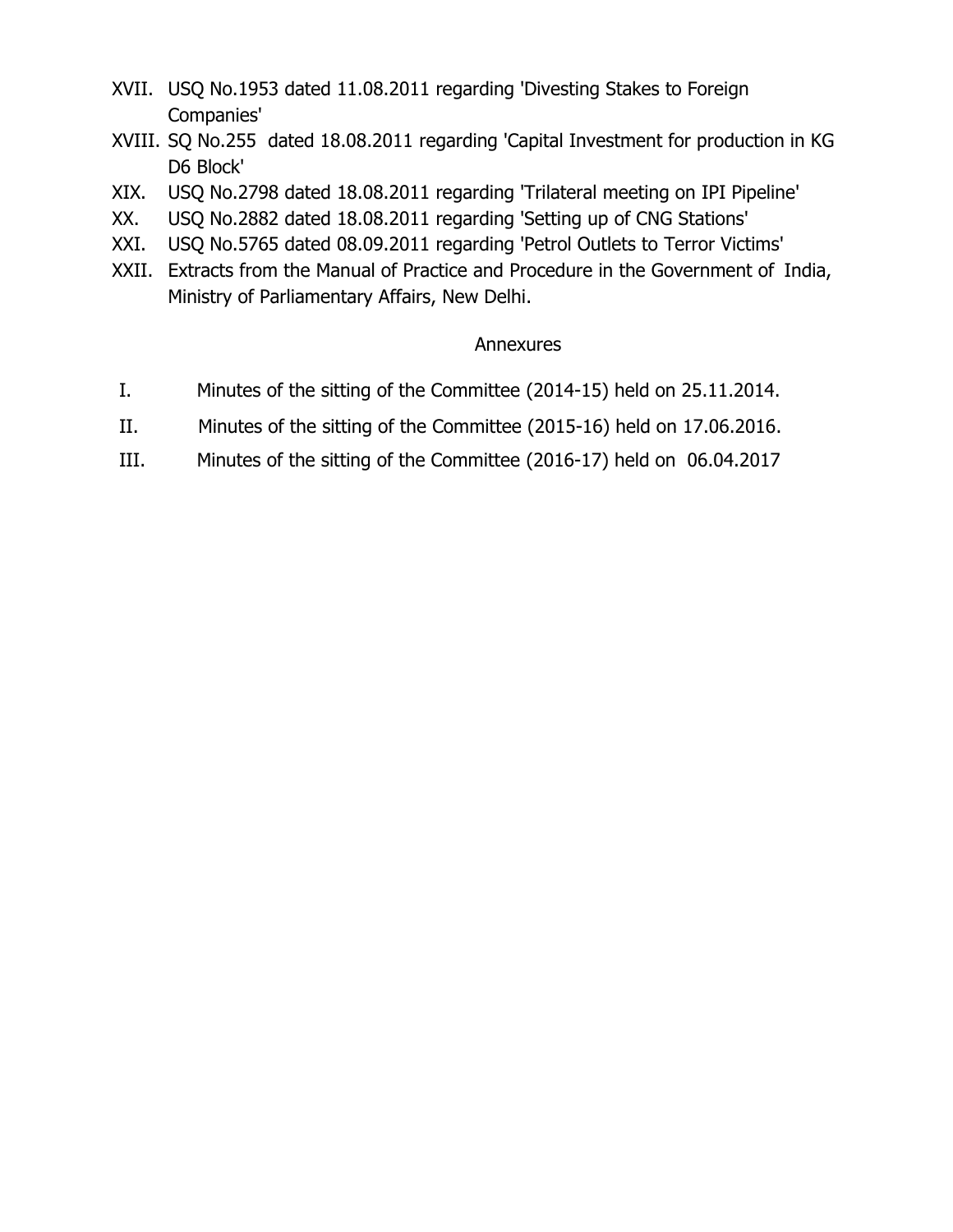XVII. USQ No.1953 dated 11.08.2011 regarding 'Divesting Stakes to Foreign Companies'

XVIII. SQ No.255 dated 18.08.2011 regarding 'Capital Investment for production in KG D6 Block'

XIX. USQ No.2798 dated 18.08.2011 regarding 'Trilateral meeting on IPI Pipeline'

XX. USQ No.2882 dated 18.08.2011 regarding 'Setting up of CNG Stations'

XXI. USQ No.5765 dated 08.09.2011 regarding 'Petrol Outlets to Terror Victims'

XXII. Extracts from the Manual of Practice and Procedure in the Government of India, Ministry of Parliamentary Affairs, New Delhi.

## Annexures

I. Minutes of the sitting of the Committee (2014-15) held on 25.11.2014.

II. Minutes of the sitting of the Committee (2015-16) held on 17.06.2016.

III. Minutes of the sitting of the Committee (2016-17) held on 06.04.2017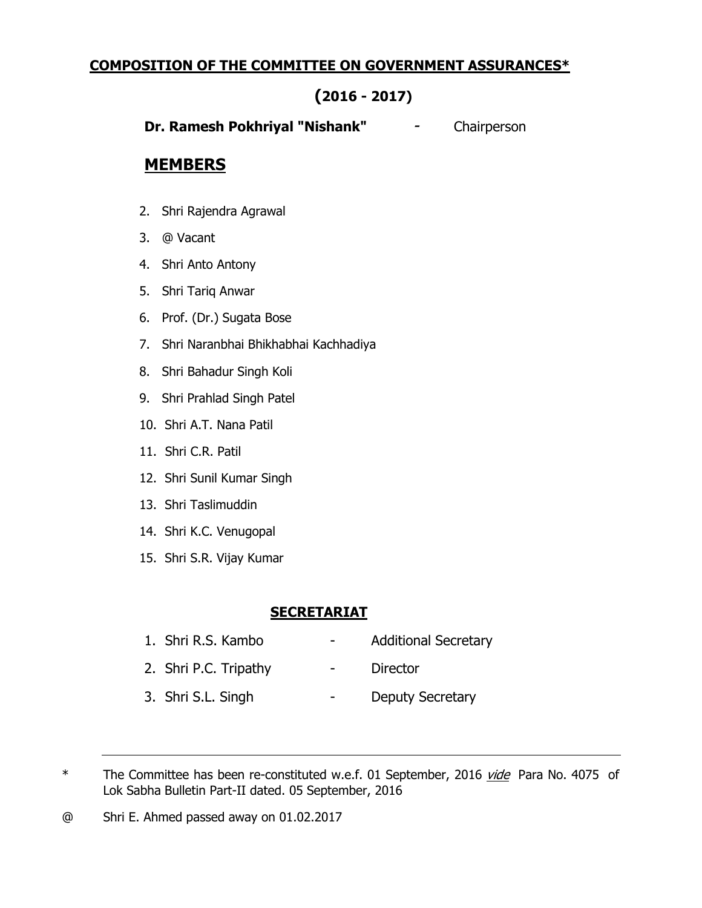## COMPOSITION OF THE COMMITTEE ON GOVERNMENT ASSURANCES*

### (2016 - 2017)

**Dr. Ramesh Pokhriyal "Nishank"** - Chairperson

## MEMBERS

2. Shri Rajendra Agrawal
3. @ Vacant
4. Shri Anto Antony
5. Shri Tariq Anwar
6. Prof. (Dr.) Sugata Bose
7. Shri Naranbhai Bhikhabhai Kachhadiya
8. Shri Bahadur Singh Koli
9. Shri Prahlad Singh Patel
10. Shri A.T. Nana Patil
11. Shri C.R. Patil
12. Shri Sunil Kumar Singh
13. Shri Taslimuddin
14. Shri K.C. Venugopal
15. Shri S.R. Vijay Kumar

## SECRETARIAT

1. Shri R.S. Kambo - Additional Secretary
2. Shri P.C. Tripathy - Director
3. Shri S.L. Singh - Deputy Secretary

---

\* The Committee has been re-constituted w.e.f. 01 September, 2016 *vide* Para No. 4075 of Lok Sabha Bulletin Part-II dated. 05 September, 2016

@ Shri E. Ahmed passed away on 01.02.2017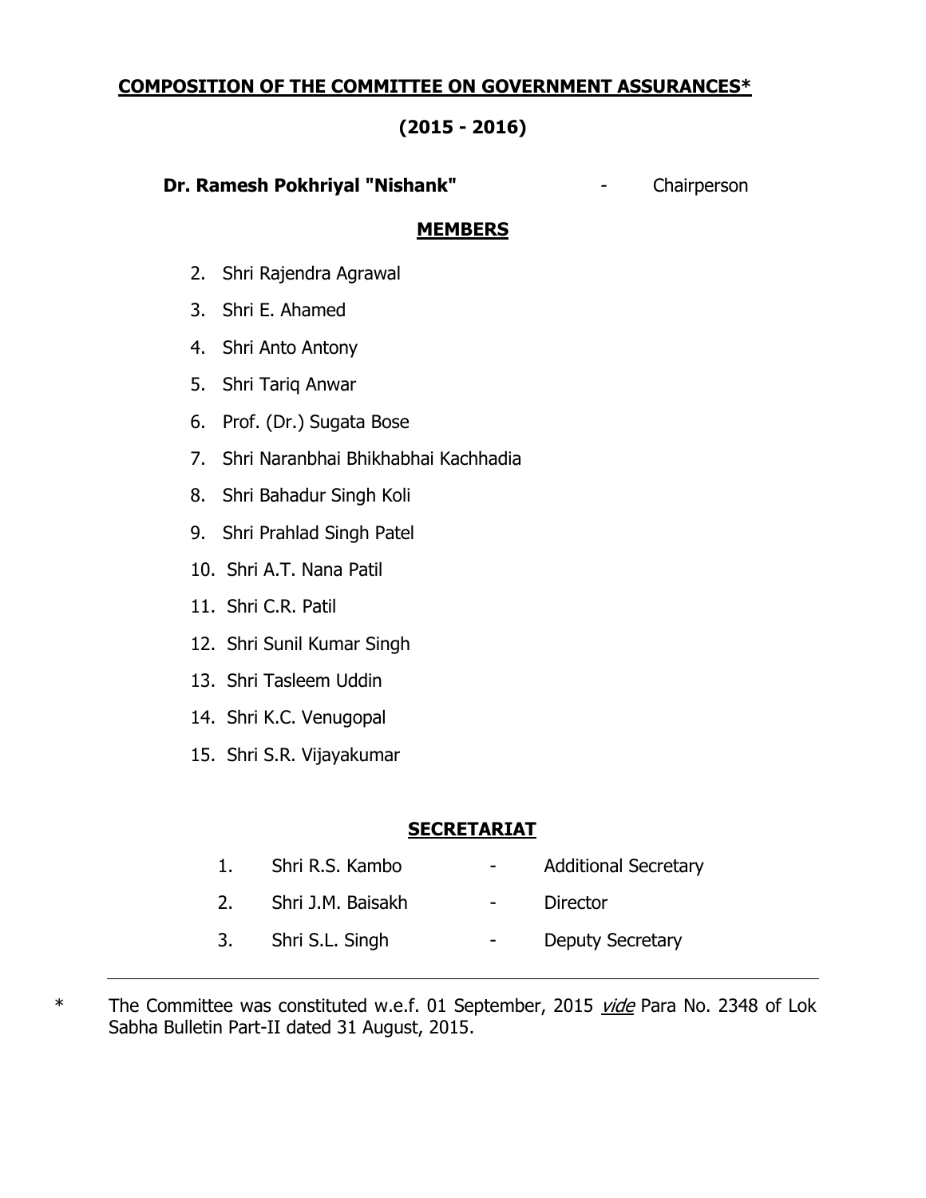## COMPOSITION OF THE COMMITTEE ON GOVERNMENT ASSURANCES*

## (2015 - 2016)

**Dr. Ramesh Pokhriyal "Nishank"** - Chairperson

### MEMBERS

2. Shri Rajendra Agrawal
3. Shri E. Ahamed
4. Shri Anto Antony
5. Shri Tariq Anwar
6. Prof. (Dr.) Sugata Bose
7. Shri Naranbhai Bhikhabhai Kachhadia
8. Shri Bahadur Singh Koli
9. Shri Prahlad Singh Patel
10. Shri A.T. Nana Patil
11. Shri C.R. Patil
12. Shri Sunil Kumar Singh
13. Shri Tasleem Uddin
14. Shri K.C. Venugopal
15. Shri S.R. Vijayakumar

### SECRETARIAT

1. Shri R.S. Kambo - Additional Secretary
2. Shri J.M. Baisakh - Director
3. Shri S.L. Singh - Deputy Secretary

---

\* The Committee was constituted w.e.f. 01 September, 2015 *vide* Para No. 2348 of Lok Sabha Bulletin Part-II dated 31 August, 2015.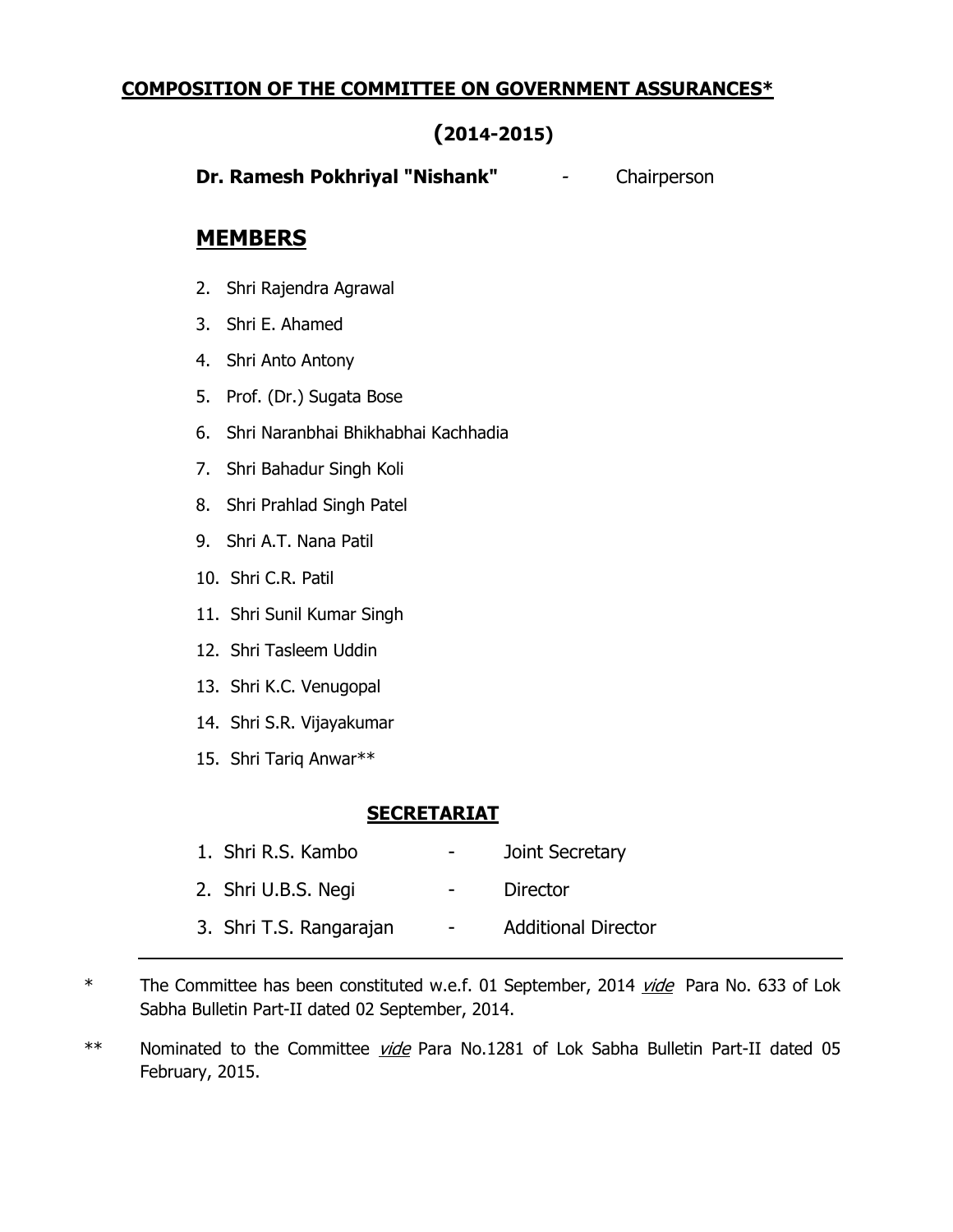## COMPOSITION OF THE COMMITTEE ON GOVERNMENT ASSURANCES*

### (2014-2015)

**Dr. Ramesh Pokhriyal "Nishank"** - Chairperson

## MEMBERS

2. Shri Rajendra Agrawal
3. Shri E. Ahamed
4. Shri Anto Antony
5. Prof. (Dr.) Sugata Bose
6. Shri Naranbhai Bhikhabhai Kachhadia
7. Shri Bahadur Singh Koli
8. Shri Prahlad Singh Patel
9. Shri A.T. Nana Patil
10. Shri C.R. Patil
11. Shri Sunil Kumar Singh
12. Shri Tasleem Uddin
13. Shri K.C. Venugopal
14. Shri S.R. Vijayakumar
15. Shri Tariq Anwar**

### SECRETARIAT

1. Shri R.S. Kambo - Joint Secretary
2. Shri U.B.S. Negi - Director
3. Shri T.S. Rangarajan - Additional Director

---

\* The Committee has been constituted w.e.f. 01 September, 2014 *vide* Para No. 633 of Lok Sabha Bulletin Part-II dated 02 September, 2014.

** Nominated to the Committee *vide* Para No.1281 of Lok Sabha Bulletin Part-II dated 05 February, 2015.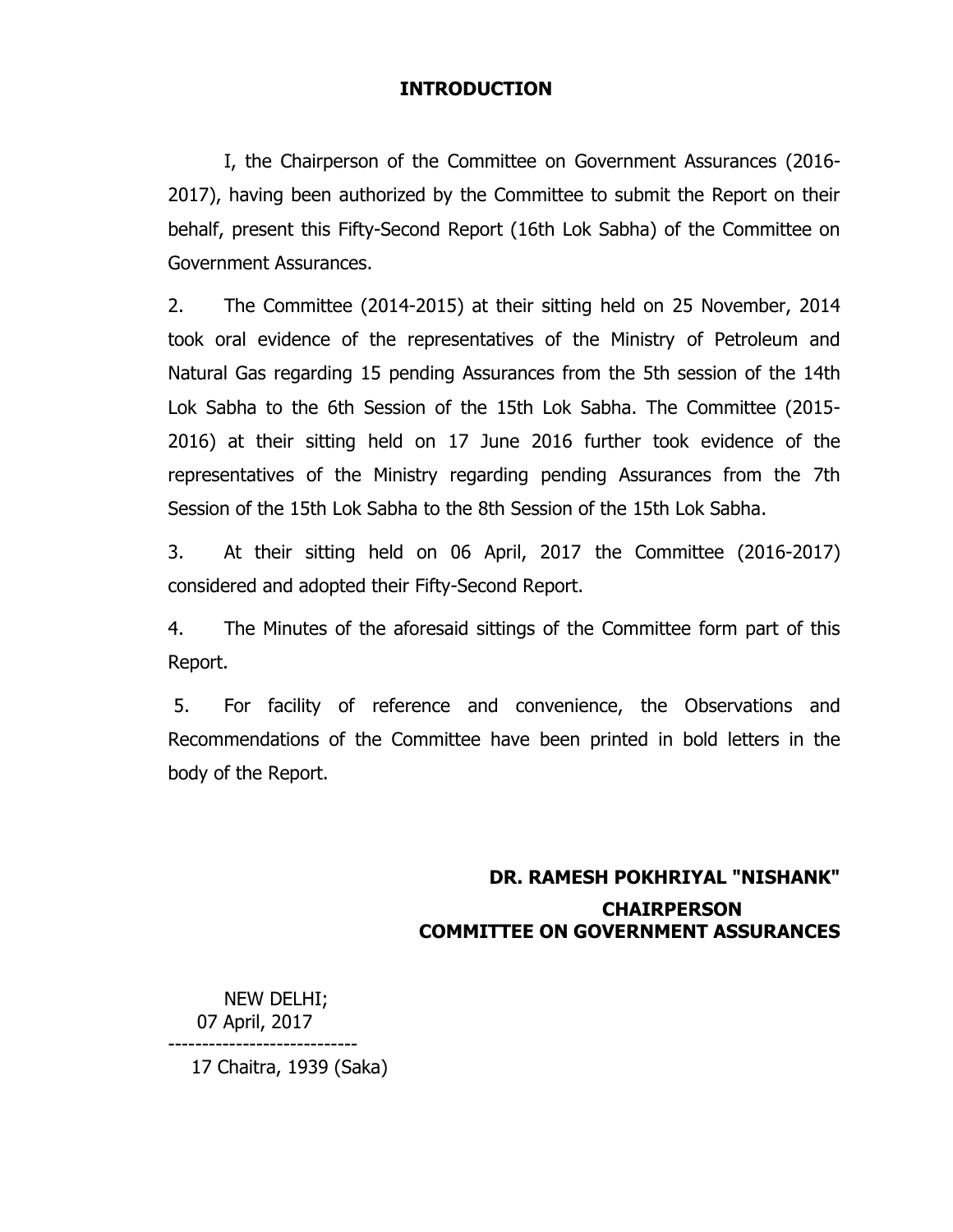# INTRODUCTION

I, the Chairperson of the Committee on Government Assurances (2016-2017), having been authorized by the Committee to submit the Report on their behalf, present this Fifty-Second Report (16th Lok Sabha) of the Committee on Government Assurances.

2. The Committee (2014-2015) at their sitting held on 25 November, 2014 took oral evidence of the representatives of the Ministry of Petroleum and Natural Gas regarding 15 pending Assurances from the 5th session of the 14th Lok Sabha to the 6th Session of the 15th Lok Sabha. The Committee (2015-2016) at their sitting held on 17 June 2016 further took evidence of the representatives of the Ministry regarding pending Assurances from the 7th Session of the 15th Lok Sabha to the 8th Session of the 15th Lok Sabha.

3. At their sitting held on 06 April, 2017 the Committee (2016-2017) considered and adopted their Fifty-Second Report.

4. The Minutes of the aforesaid sittings of the Committee form part of this Report.

5. For facility of reference and convenience, the Observations and Recommendations of the Committee have been printed in bold letters in the body of the Report.

**DR. RAMESH POKHRIYAL "NISHANK"**
**CHAIRPERSON**
**COMMITTEE ON GOVERNMENT ASSURANCES**

NEW DELHI;
07 April, 2017
----------------------------
17 Chaitra, 1939 (Saka)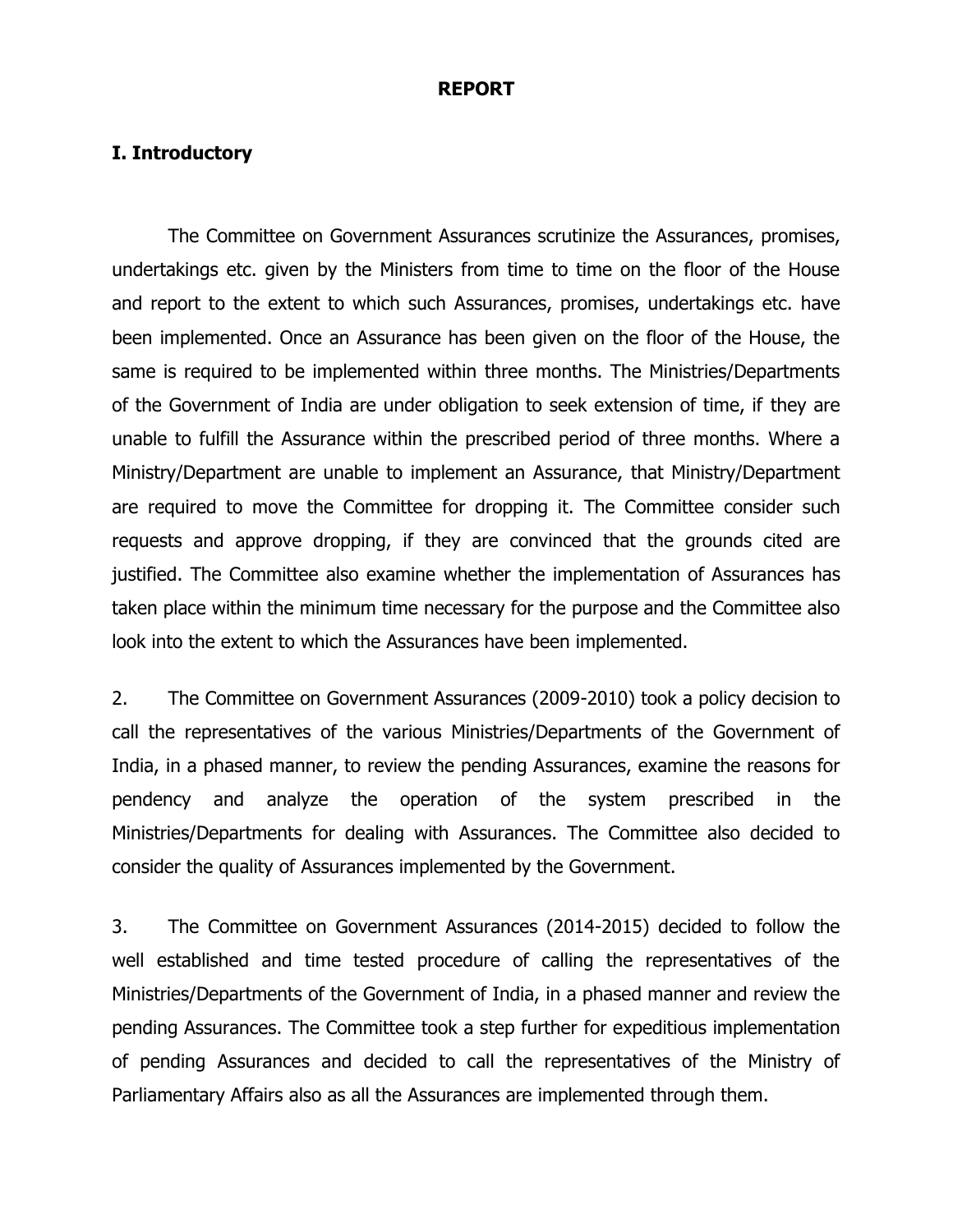# REPORT

## I. Introductory

The Committee on Government Assurances scrutinize the Assurances, promises, undertakings etc. given by the Ministers from time to time on the floor of the House and report to the extent to which such Assurances, promises, undertakings etc. have been implemented. Once an Assurance has been given on the floor of the House, the same is required to be implemented within three months. The Ministries/Departments of the Government of India are under obligation to seek extension of time, if they are unable to fulfill the Assurance within the prescribed period of three months. Where a Ministry/Department are unable to implement an Assurance, that Ministry/Department are required to move the Committee for dropping it. The Committee consider such requests and approve dropping, if they are convinced that the grounds cited are justified. The Committee also examine whether the implementation of Assurances has taken place within the minimum time necessary for the purpose and the Committee also look into the extent to which the Assurances have been implemented.

2. The Committee on Government Assurances (2009-2010) took a policy decision to call the representatives of the various Ministries/Departments of the Government of India, in a phased manner, to review the pending Assurances, examine the reasons for pendency and analyze the operation of the system prescribed in the Ministries/Departments for dealing with Assurances. The Committee also decided to consider the quality of Assurances implemented by the Government.

3. The Committee on Government Assurances (2014-2015) decided to follow the well established and time tested procedure of calling the representatives of the Ministries/Departments of the Government of India, in a phased manner and review the pending Assurances. The Committee took a step further for expeditious implementation of pending Assurances and decided to call the representatives of the Ministry of Parliamentary Affairs also as all the Assurances are implemented through them.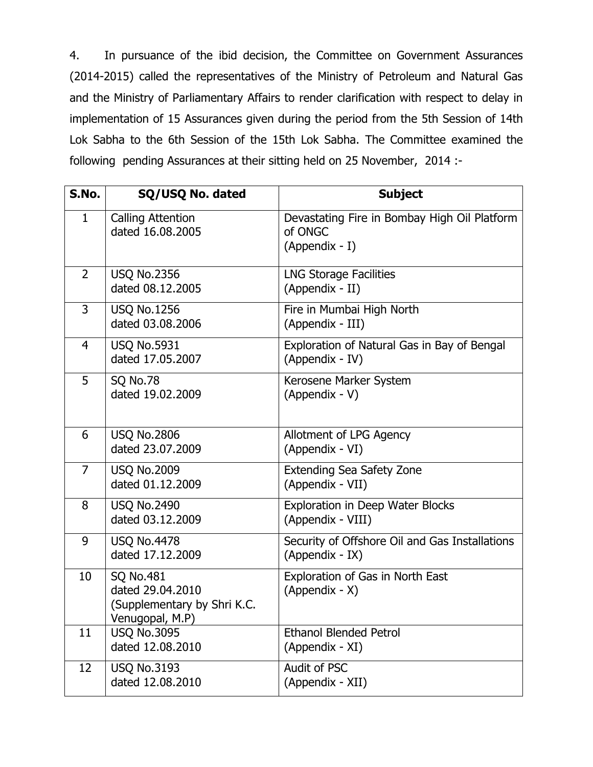4. In pursuance of the ibid decision, the Committee on Government Assurances (2014-2015) called the representatives of the Ministry of Petroleum and Natural Gas and the Ministry of Parliamentary Affairs to render clarification with respect to delay in implementation of 15 Assurances given during the period from the 5th Session of 14th Lok Sabha to the 6th Session of the 15th Lok Sabha. The Committee examined the following pending Assurances at their sitting held on 25 November, 2014 :-

| S.No. | SQ/USQ No. dated | Subject |
|---|---|---|
| 1 | Calling Attention dated 16.08.2005 | Devastating Fire in Bombay High Oil Platform of ONGC (Appendix - I) |
| 2 | USQ No.2356 dated 08.12.2005 | LNG Storage Facilities (Appendix - II) |
| 3 | USQ No.1256 dated 03.08.2006 | Fire in Mumbai High North (Appendix - III) |
| 4 | USQ No.5931 dated 17.05.2007 | Exploration of Natural Gas in Bay of Bengal (Appendix - IV) |
| 5 | SQ No.78 dated 19.02.2009 | Kerosene Marker System (Appendix - V) |
| 6 | USQ No.2806 dated 23.07.2009 | Allotment of LPG Agency (Appendix - VI) |
| 7 | USQ No.2009 dated 01.12.2009 | Extending Sea Safety Zone (Appendix - VII) |
| 8 | USQ No.2490 dated 03.12.2009 | Exploration in Deep Water Blocks (Appendix - VIII) |
| 9 | USQ No.4478 dated 17.12.2009 | Security of Offshore Oil and Gas Installations (Appendix - IX) |
| 10 | SQ No.481 dated 29.04.2010 (Supplementary by Shri K.C. Venugopal, M.P) | Exploration of Gas in North East (Appendix - X) |
| 11 | USQ No.3095 dated 12.08.2010 | Ethanol Blended Petrol (Appendix - XI) |
| 12 | USQ No.3193 dated 12.08.2010 | Audit of PSC (Appendix - XII) |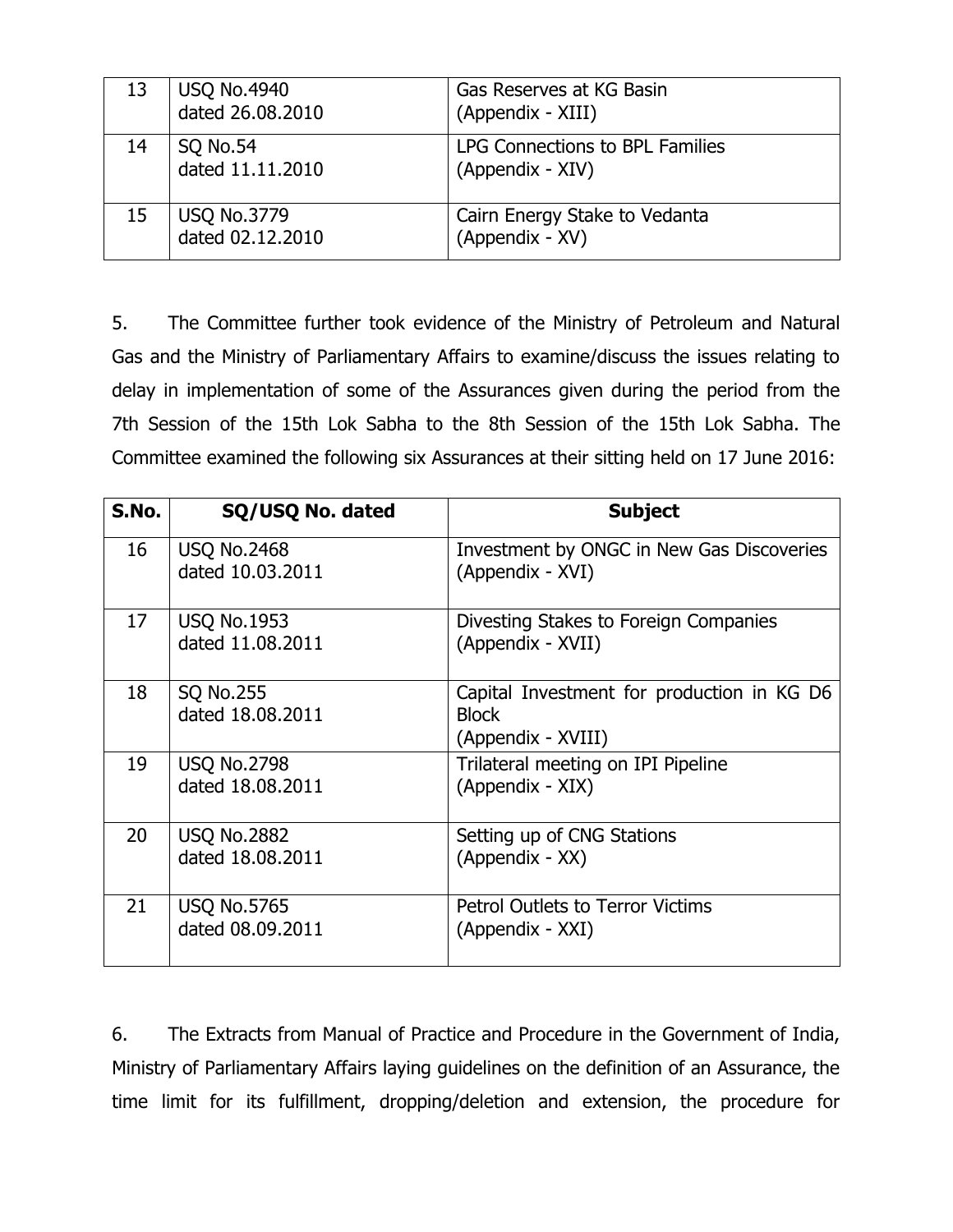| | | |
|---|---|---|
| 13 | USQ No.4940 dated 26.08.2010 | Gas Reserves at KG Basin (Appendix - XIII) |
| 14 | SQ No.54 dated 11.11.2010 | LPG Connections to BPL Families (Appendix - XIV) |
| 15 | USQ No.3779 dated 02.12.2010 | Cairn Energy Stake to Vedanta (Appendix - XV) |

5. The Committee further took evidence of the Ministry of Petroleum and Natural Gas and the Ministry of Parliamentary Affairs to examine/discuss the issues relating to delay in implementation of some of the Assurances given during the period from the 7th Session of the 15th Lok Sabha to the 8th Session of the 15th Lok Sabha. The Committee examined the following six Assurances at their sitting held on 17 June 2016:

| S.No. | SQ/USQ No. dated | Subject |
|---|---|---|
| 16 | USQ No.2468 dated 10.03.2011 | Investment by ONGC in New Gas Discoveries (Appendix - XVI) |
| 17 | USQ No.1953 dated 11.08.2011 | Divesting Stakes to Foreign Companies (Appendix - XVII) |
| 18 | SQ No.255 dated 18.08.2011 | Capital Investment for production in KG D6 Block (Appendix - XVIII) |
| 19 | USQ No.2798 dated 18.08.2011 | Trilateral meeting on IPI Pipeline (Appendix - XIX) |
| 20 | USQ No.2882 dated 18.08.2011 | Setting up of CNG Stations (Appendix - XX) |
| 21 | USQ No.5765 dated 08.09.2011 | Petrol Outlets to Terror Victims (Appendix - XXI) |

6. The Extracts from Manual of Practice and Procedure in the Government of India, Ministry of Parliamentary Affairs laying guidelines on the definition of an Assurance, the time limit for its fulfillment, dropping/deletion and extension, the procedure for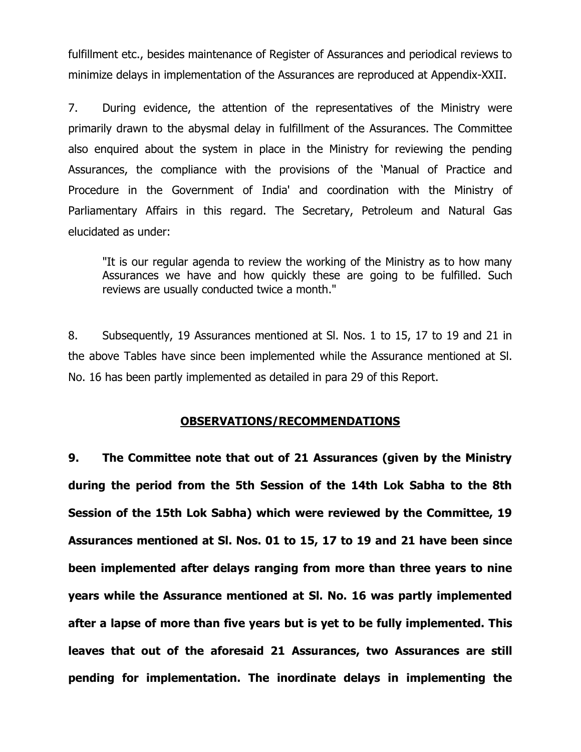fulfillment etc., besides maintenance of Register of Assurances and periodical reviews to minimize delays in implementation of the Assurances are reproduced at Appendix-XXII.

7. During evidence, the attention of the representatives of the Ministry were primarily drawn to the abysmal delay in fulfillment of the Assurances. The Committee also enquired about the system in place in the Ministry for reviewing the pending Assurances, the compliance with the provisions of the 'Manual of Practice and Procedure in the Government of India' and coordination with the Ministry of Parliamentary Affairs in this regard. The Secretary, Petroleum and Natural Gas elucidated as under:

> "It is our regular agenda to review the working of the Ministry as to how many Assurances we have and how quickly these are going to be fulfilled. Such reviews are usually conducted twice a month."

8. Subsequently, 19 Assurances mentioned at Sl. Nos. 1 to 15, 17 to 19 and 21 in the above Tables have since been implemented while the Assurance mentioned at Sl. No. 16 has been partly implemented as detailed in para 29 of this Report.

## OBSERVATIONS/RECOMMENDATIONS

**9. The Committee note that out of 21 Assurances (given by the Ministry during the period from the 5th Session of the 14th Lok Sabha to the 8th Session of the 15th Lok Sabha) which were reviewed by the Committee, 19 Assurances mentioned at Sl. Nos. 01 to 15, 17 to 19 and 21 have been since been implemented after delays ranging from more than three years to nine years while the Assurance mentioned at Sl. No. 16 was partly implemented after a lapse of more than five years but is yet to be fully implemented. This leaves that out of the aforesaid 21 Assurances, two Assurances are still pending for implementation. The inordinate delays in implementing the**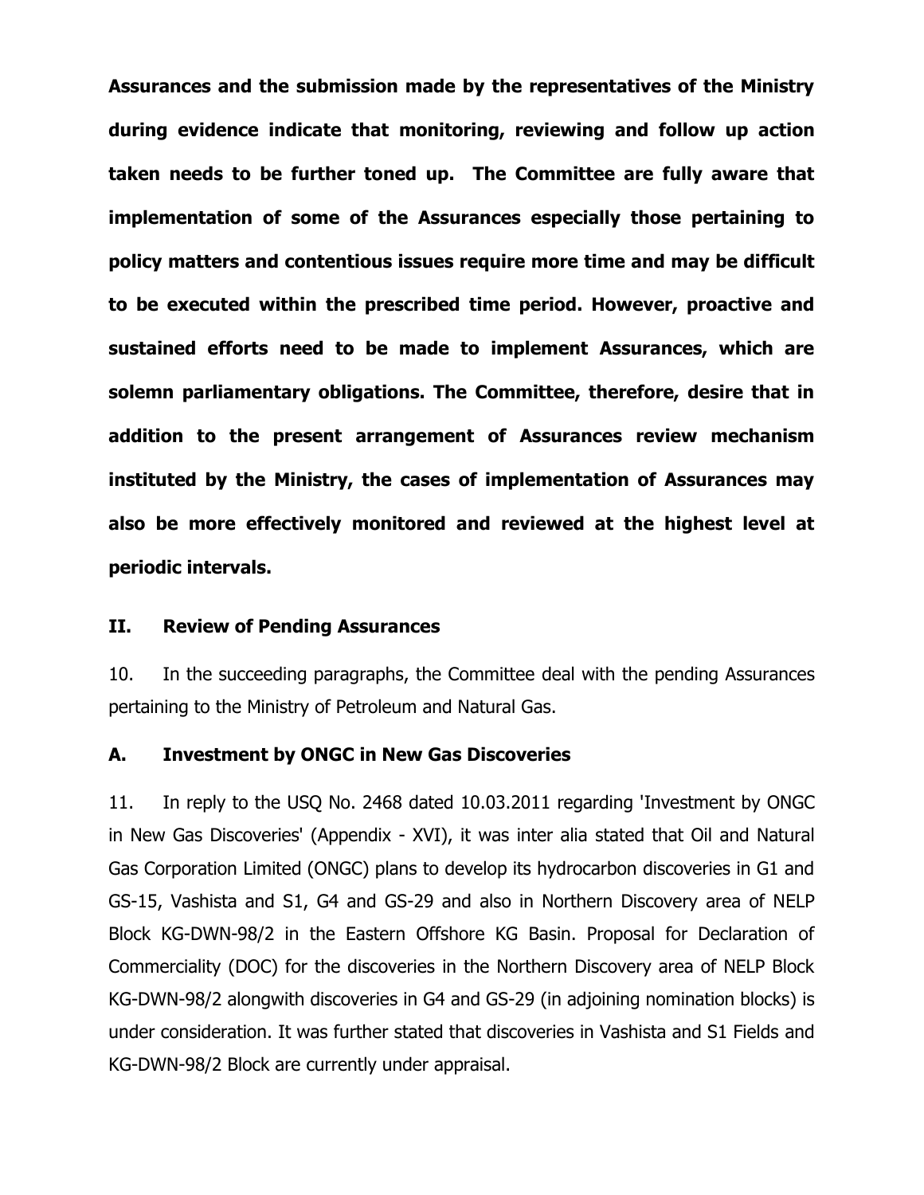**Assurances and the submission made by the representatives of the Ministry during evidence indicate that monitoring, reviewing and follow up action taken needs to be further toned up. The Committee are fully aware that implementation of some of the Assurances especially those pertaining to policy matters and contentious issues require more time and may be difficult to be executed within the prescribed time period. However, proactive and sustained efforts need to be made to implement Assurances, which are solemn parliamentary obligations. The Committee, therefore, desire that in addition to the present arrangement of Assurances review mechanism instituted by the Ministry, the cases of implementation of Assurances may also be more effectively monitored and reviewed at the highest level at periodic intervals.**

## II. Review of Pending Assurances

10. In the succeeding paragraphs, the Committee deal with the pending Assurances pertaining to the Ministry of Petroleum and Natural Gas.

### A. Investment by ONGC in New Gas Discoveries

11. In reply to the USQ No. 2468 dated 10.03.2011 regarding 'Investment by ONGC in New Gas Discoveries' (Appendix - XVI), it was inter alia stated that Oil and Natural Gas Corporation Limited (ONGC) plans to develop its hydrocarbon discoveries in G1 and GS-15, Vashista and S1, G4 and GS-29 and also in Northern Discovery area of NELP Block KG-DWN-98/2 in the Eastern Offshore KG Basin. Proposal for Declaration of Commerciality (DOC) for the discoveries in the Northern Discovery area of NELP Block KG-DWN-98/2 alongwith discoveries in G4 and GS-29 (in adjoining nomination blocks) is under consideration. It was further stated that discoveries in Vashista and S1 Fields and KG-DWN-98/2 Block are currently under appraisal.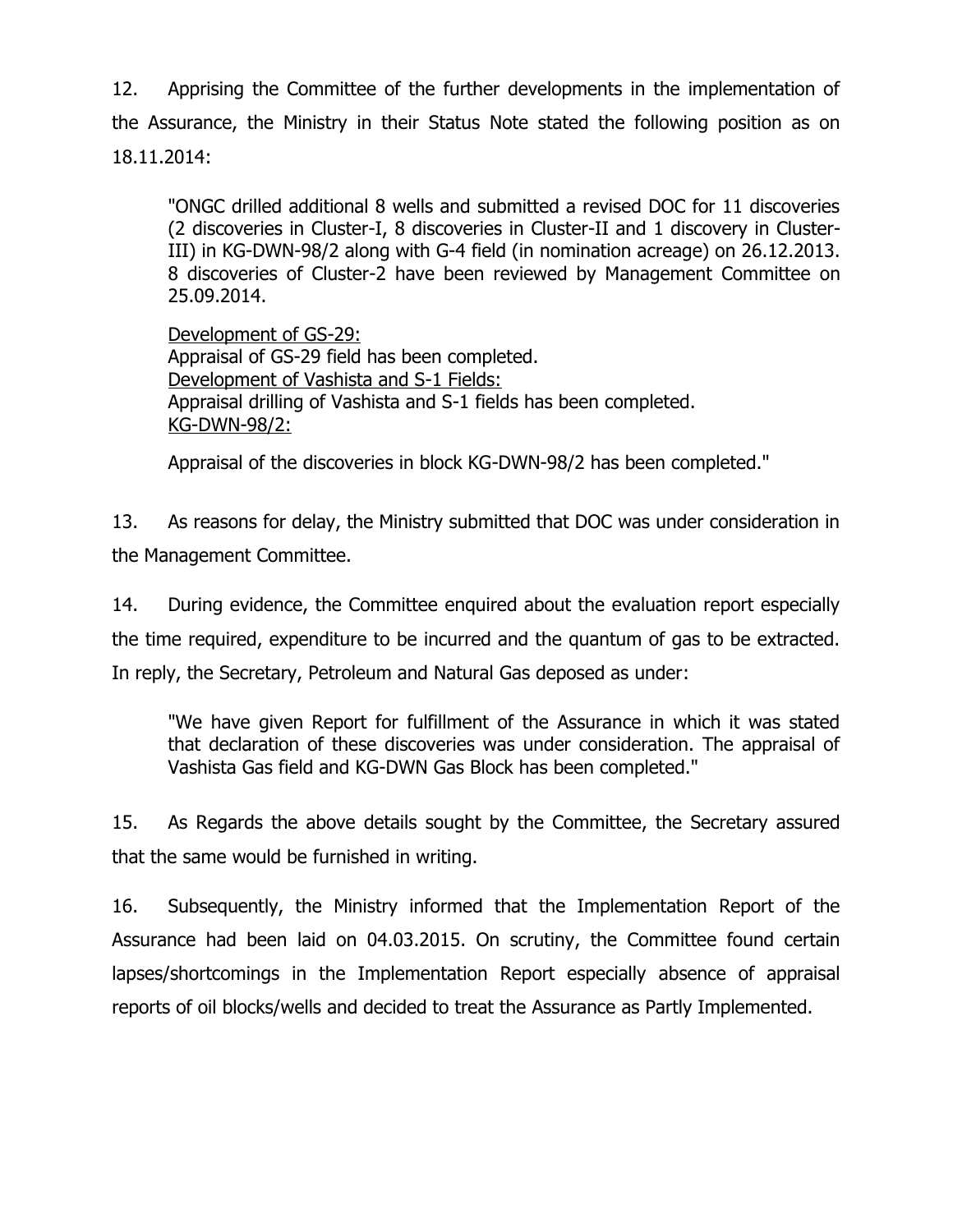12. Apprising the Committee of the further developments in the implementation of the Assurance, the Ministry in their Status Note stated the following position as on 18.11.2014:

> "ONGC drilled additional 8 wells and submitted a revised DOC for 11 discoveries (2 discoveries in Cluster-I, 8 discoveries in Cluster-II and 1 discovery in Cluster-III) in KG-DWN-98/2 along with G-4 field (in nomination acreage) on 26.12.2013. 8 discoveries of Cluster-2 have been reviewed by Management Committee on 25.09.2014.
>
> <u>Development of GS-29:</u>
> Appraisal of GS-29 field has been completed.
> <u>Development of Vashista and S-1 Fields:</u>
> Appraisal drilling of Vashista and S-1 fields has been completed.
> <u>KG-DWN-98/2:</u>
>
> Appraisal of the discoveries in block KG-DWN-98/2 has been completed."

13. As reasons for delay, the Ministry submitted that DOC was under consideration in the Management Committee.

14. During evidence, the Committee enquired about the evaluation report especially the time required, expenditure to be incurred and the quantum of gas to be extracted. In reply, the Secretary, Petroleum and Natural Gas deposed as under:

> "We have given Report for fulfillment of the Assurance in which it was stated that declaration of these discoveries was under consideration. The appraisal of Vashista Gas field and KG-DWN Gas Block has been completed."

15. As Regards the above details sought by the Committee, the Secretary assured that the same would be furnished in writing.

16. Subsequently, the Ministry informed that the Implementation Report of the Assurance had been laid on 04.03.2015. On scrutiny, the Committee found certain lapses/shortcomings in the Implementation Report especially absence of appraisal reports of oil blocks/wells and decided to treat the Assurance as Partly Implemented.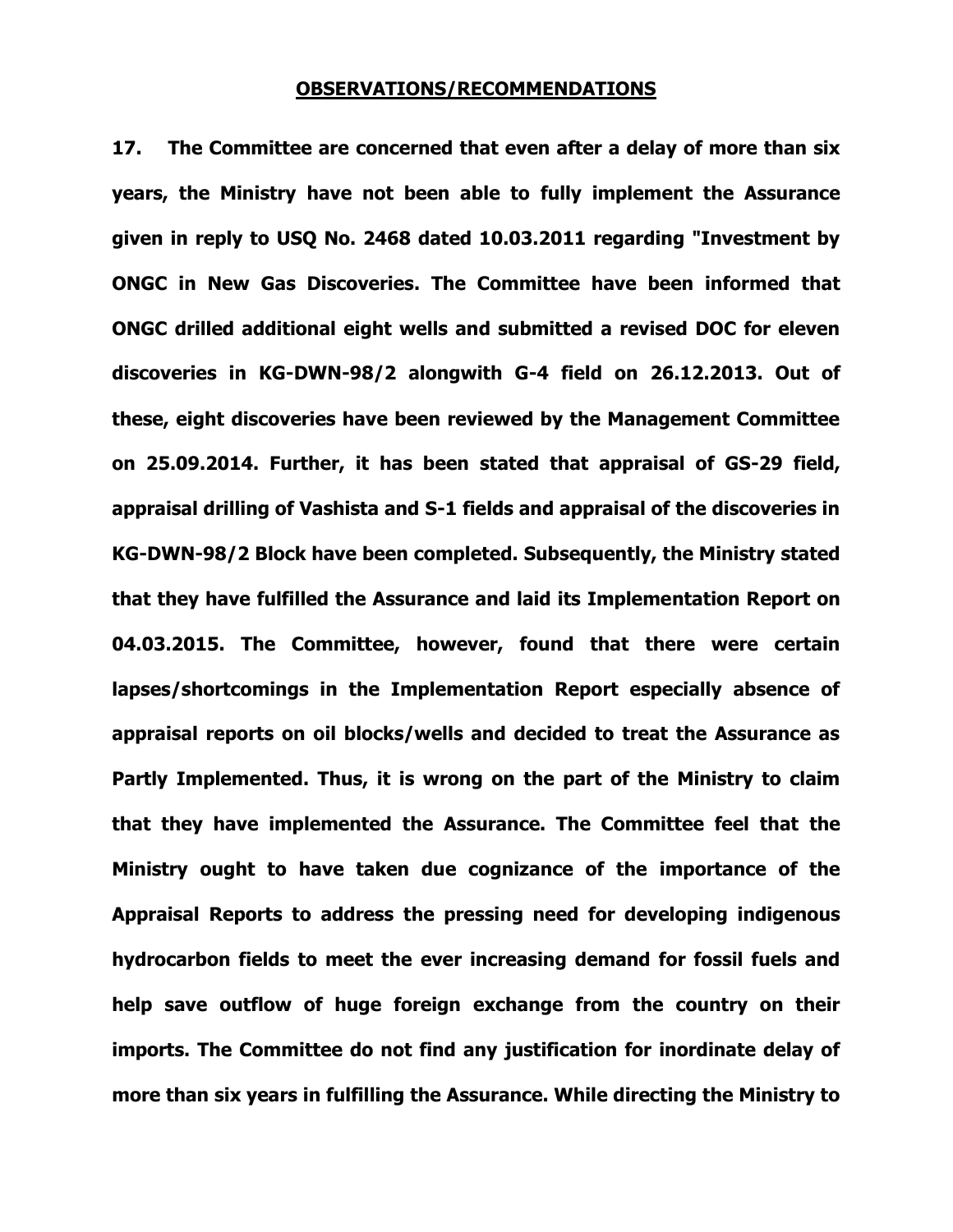## OBSERVATIONS/RECOMMENDATIONS

**17. The Committee are concerned that even after a delay of more than six years, the Ministry have not been able to fully implement the Assurance given in reply to USQ No. 2468 dated 10.03.2011 regarding "Investment by ONGC in New Gas Discoveries. The Committee have been informed that ONGC drilled additional eight wells and submitted a revised DOC for eleven discoveries in KG-DWN-98/2 alongwith G-4 field on 26.12.2013. Out of these, eight discoveries have been reviewed by the Management Committee on 25.09.2014. Further, it has been stated that appraisal of GS-29 field, appraisal drilling of Vashista and S-1 fields and appraisal of the discoveries in KG-DWN-98/2 Block have been completed. Subsequently, the Ministry stated that they have fulfilled the Assurance and laid its Implementation Report on 04.03.2015. The Committee, however, found that there were certain lapses/shortcomings in the Implementation Report especially absence of appraisal reports on oil blocks/wells and decided to treat the Assurance as Partly Implemented. Thus, it is wrong on the part of the Ministry to claim that they have implemented the Assurance. The Committee feel that the Ministry ought to have taken due cognizance of the importance of the Appraisal Reports to address the pressing need for developing indigenous hydrocarbon fields to meet the ever increasing demand for fossil fuels and help save outflow of huge foreign exchange from the country on their imports. The Committee do not find any justification for inordinate delay of more than six years in fulfilling the Assurance. While directing the Ministry to**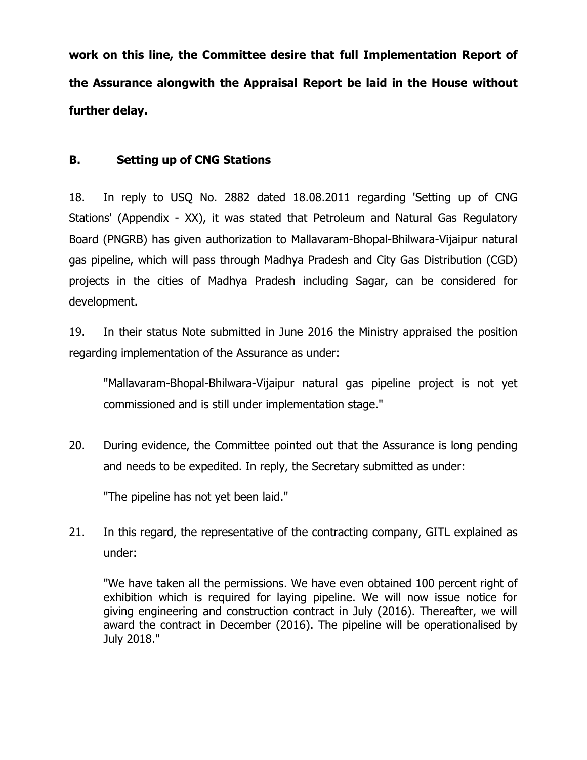**work on this line, the Committee desire that full Implementation Report of the Assurance alongwith the Appraisal Report be laid in the House without further delay.**

## B. Setting up of CNG Stations

18. In reply to USQ No. 2882 dated 18.08.2011 regarding 'Setting up of CNG Stations' (Appendix - XX), it was stated that Petroleum and Natural Gas Regulatory Board (PNGRB) has given authorization to Mallavaram-Bhopal-Bhilwara-Vijaipur natural gas pipeline, which will pass through Madhya Pradesh and City Gas Distribution (CGD) projects in the cities of Madhya Pradesh including Sagar, can be considered for development.

19. In their status Note submitted in June 2016 the Ministry appraised the position regarding implementation of the Assurance as under:

> "Mallavaram-Bhopal-Bhilwara-Vijaipur natural gas pipeline project is not yet commissioned and is still under implementation stage."

20. During evidence, the Committee pointed out that the Assurance is long pending and needs to be expedited. In reply, the Secretary submitted as under:

> "The pipeline has not yet been laid."

21. In this regard, the representative of the contracting company, GITL explained as under:

> "We have taken all the permissions. We have even obtained 100 percent right of exhibition which is required for laying pipeline. We will now issue notice for giving engineering and construction contract in July (2016). Thereafter, we will award the contract in December (2016). The pipeline will be operationalised by July 2018."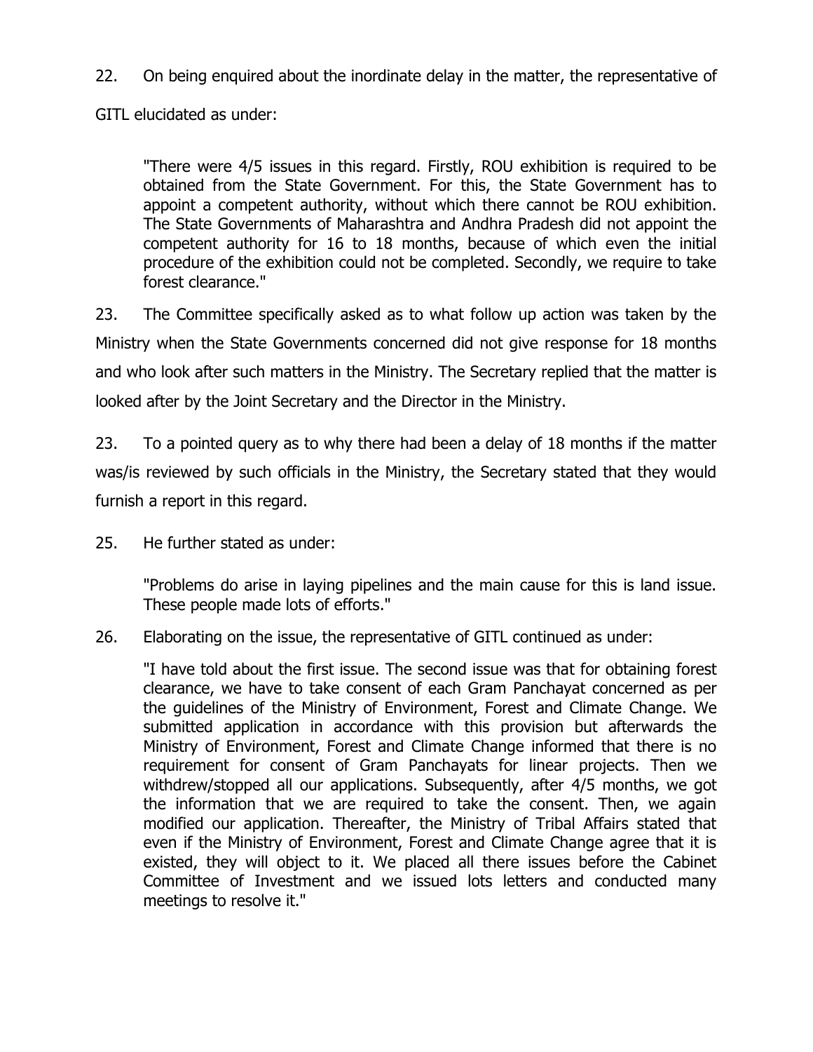22. On being enquired about the inordinate delay in the matter, the representative of GITL elucidated as under:

> "There were 4/5 issues in this regard. Firstly, ROU exhibition is required to be obtained from the State Government. For this, the State Government has to appoint a competent authority, without which there cannot be ROU exhibition. The State Governments of Maharashtra and Andhra Pradesh did not appoint the competent authority for 16 to 18 months, because of which even the initial procedure of the exhibition could not be completed. Secondly, we require to take forest clearance."

23. The Committee specifically asked as to what follow up action was taken by the Ministry when the State Governments concerned did not give response for 18 months and who look after such matters in the Ministry. The Secretary replied that the matter is looked after by the Joint Secretary and the Director in the Ministry.

23. To a pointed query as to why there had been a delay of 18 months if the matter was/is reviewed by such officials in the Ministry, the Secretary stated that they would furnish a report in this regard.

25. He further stated as under:

> "Problems do arise in laying pipelines and the main cause for this is land issue. These people made lots of efforts."

26. Elaborating on the issue, the representative of GITL continued as under:

> "I have told about the first issue. The second issue was that for obtaining forest clearance, we have to take consent of each Gram Panchayat concerned as per the guidelines of the Ministry of Environment, Forest and Climate Change. We submitted application in accordance with this provision but afterwards the Ministry of Environment, Forest and Climate Change informed that there is no requirement for consent of Gram Panchayats for linear projects. Then we withdrew/stopped all our applications. Subsequently, after 4/5 months, we got the information that we are required to take the consent. Then, we again modified our application. Thereafter, the Ministry of Tribal Affairs stated that even if the Ministry of Environment, Forest and Climate Change agree that it is existed, they will object to it. We placed all there issues before the Cabinet Committee of Investment and we issued lots letters and conducted many meetings to resolve it."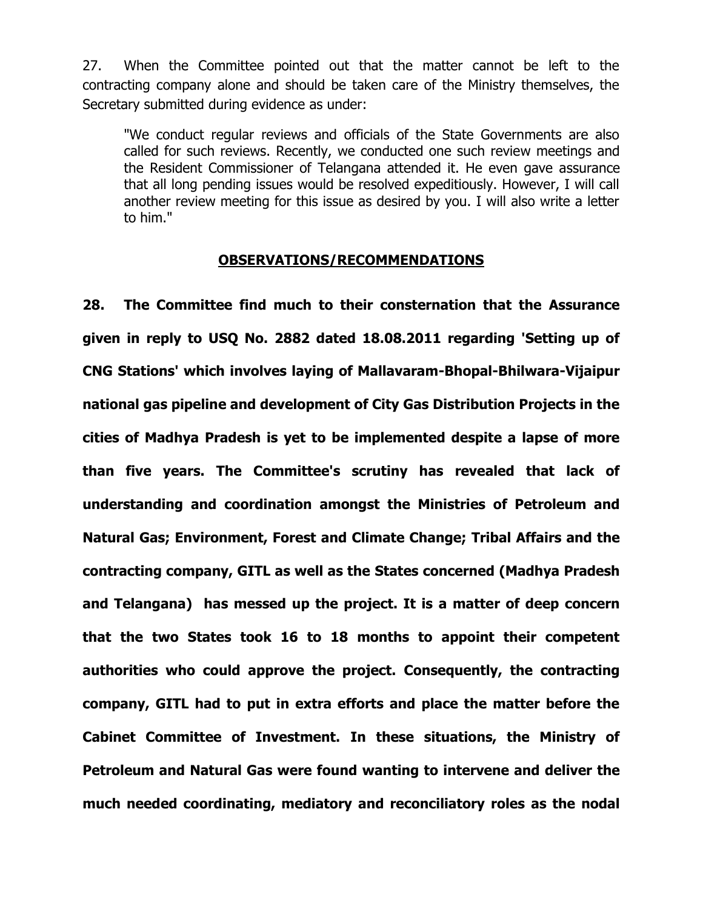27. When the Committee pointed out that the matter cannot be left to the contracting company alone and should be taken care of the Ministry themselves, the Secretary submitted during evidence as under:

> "We conduct regular reviews and officials of the State Governments are also called for such reviews. Recently, we conducted one such review meetings and the Resident Commissioner of Telangana attended it. He even gave assurance that all long pending issues would be resolved expeditiously. However, I will call another review meeting for this issue as desired by you. I will also write a letter to him."

## OBSERVATIONS/RECOMMENDATIONS

**28. The Committee find much to their consternation that the Assurance given in reply to USQ No. 2882 dated 18.08.2011 regarding 'Setting up of CNG Stations' which involves laying of Mallavaram-Bhopal-Bhilwara-Vijaipur national gas pipeline and development of City Gas Distribution Projects in the cities of Madhya Pradesh is yet to be implemented despite a lapse of more than five years. The Committee's scrutiny has revealed that lack of understanding and coordination amongst the Ministries of Petroleum and Natural Gas; Environment, Forest and Climate Change; Tribal Affairs and the contracting company, GITL as well as the States concerned (Madhya Pradesh and Telangana) has messed up the project. It is a matter of deep concern that the two States took 16 to 18 months to appoint their competent authorities who could approve the project. Consequently, the contracting company, GITL had to put in extra efforts and place the matter before the Cabinet Committee of Investment. In these situations, the Ministry of Petroleum and Natural Gas were found wanting to intervene and deliver the much needed coordinating, mediatory and reconciliatory roles as the nodal**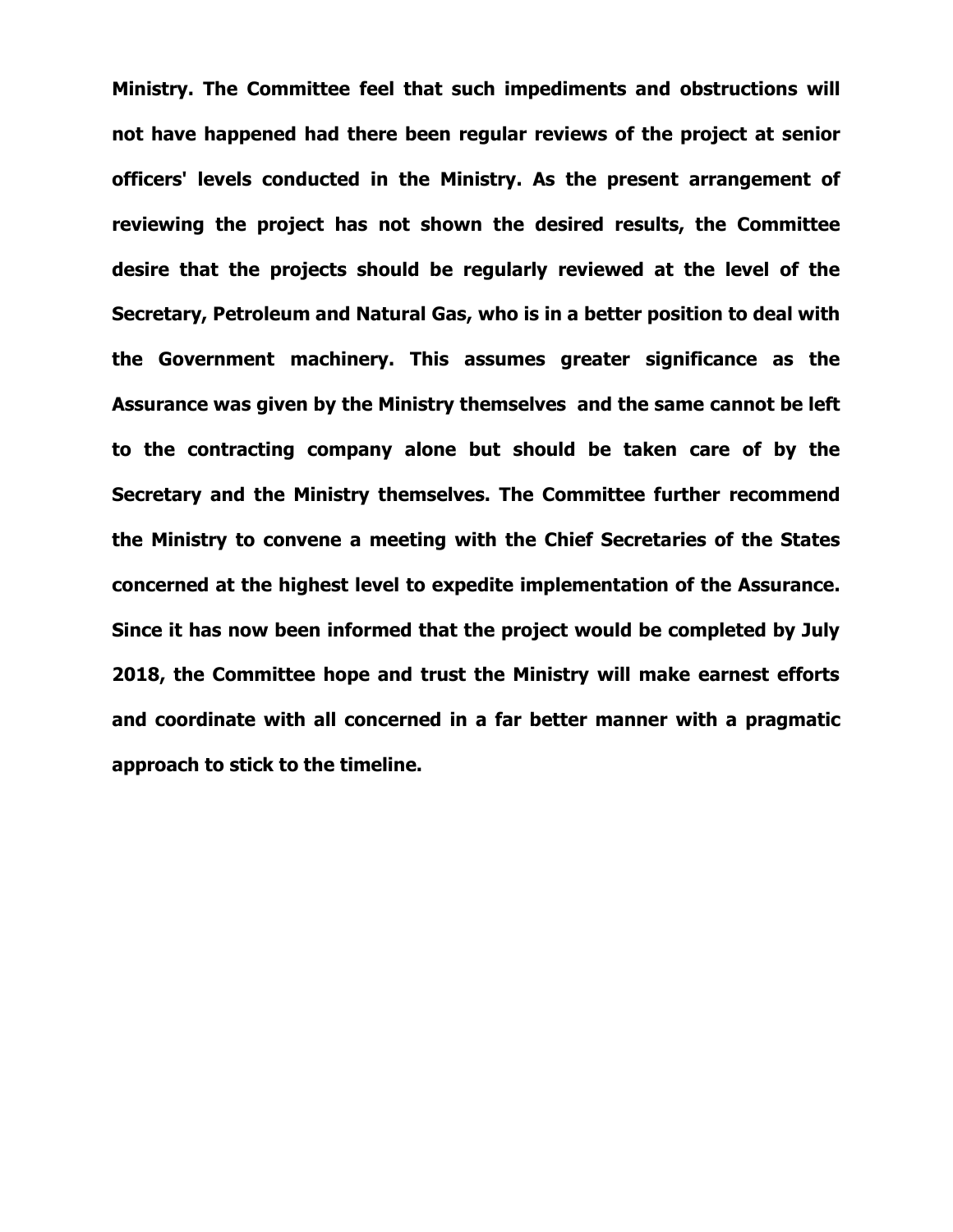**Ministry. The Committee feel that such impediments and obstructions will not have happened had there been regular reviews of the project at senior officers' levels conducted in the Ministry. As the present arrangement of reviewing the project has not shown the desired results, the Committee desire that the projects should be regularly reviewed at the level of the Secretary, Petroleum and Natural Gas, who is in a better position to deal with the Government machinery. This assumes greater significance as the Assurance was given by the Ministry themselves and the same cannot be left to the contracting company alone but should be taken care of by the Secretary and the Ministry themselves. The Committee further recommend the Ministry to convene a meeting with the Chief Secretaries of the States concerned at the highest level to expedite implementation of the Assurance. Since it has now been informed that the project would be completed by July 2018, the Committee hope and trust the Ministry will make earnest efforts and coordinate with all concerned in a far better manner with a pragmatic approach to stick to the timeline.**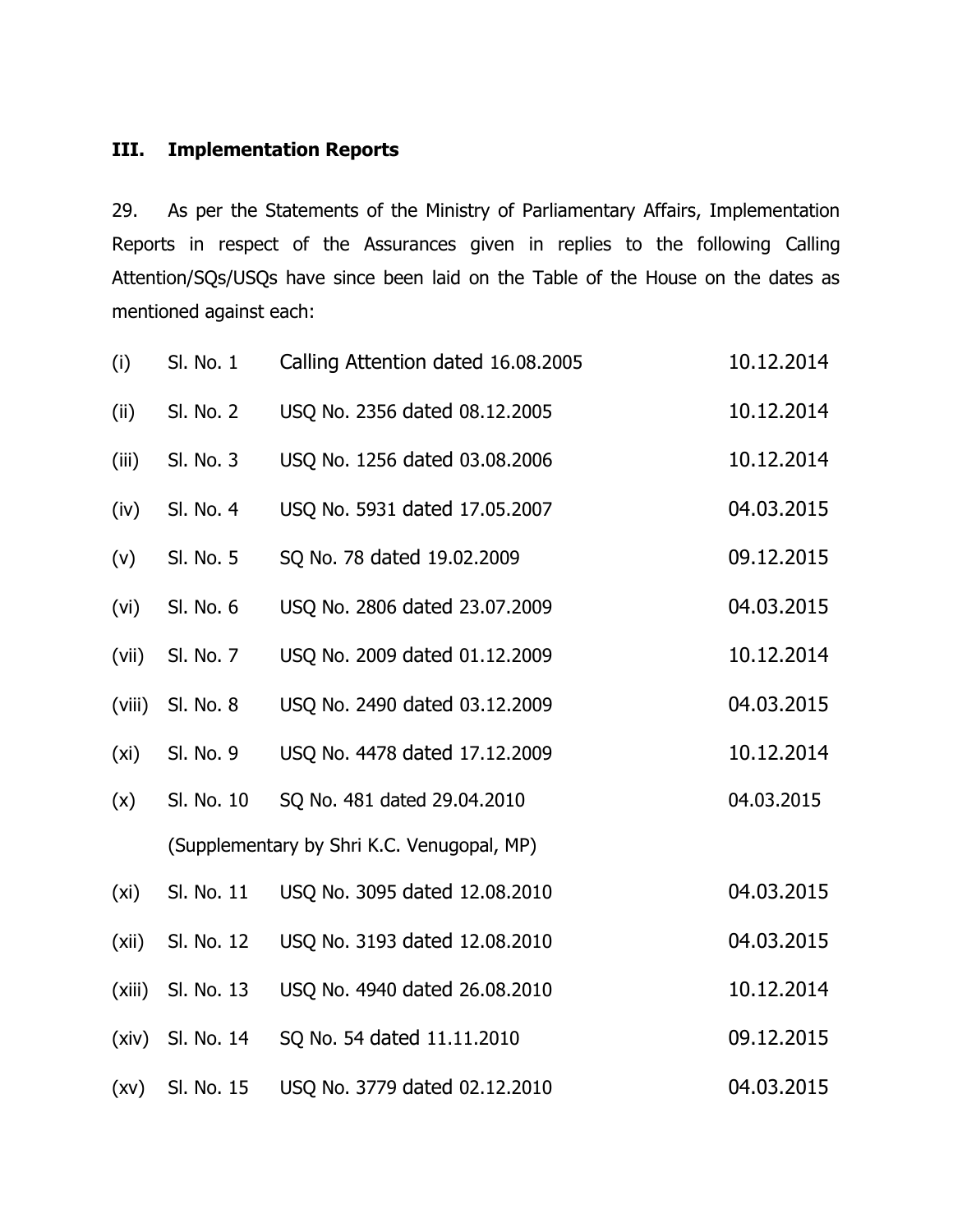## III. Implementation Reports

29. As per the Statements of the Ministry of Parliamentary Affairs, Implementation Reports in respect of the Assurances given in replies to the following Calling Attention/SQs/USQs have since been laid on the Table of the House on the dates as mentioned against each:

| | | | |
|---|---|---|---|
| (i) | Sl. No. 1 | Calling Attention dated 16.08.2005 | 10.12.2014 |
| (ii) | Sl. No. 2 | USQ No. 2356 dated 08.12.2005 | 10.12.2014 |
| (iii) | Sl. No. 3 | USQ No. 1256 dated 03.08.2006 | 10.12.2014 |
| (iv) | Sl. No. 4 | USQ No. 5931 dated 17.05.2007 | 04.03.2015 |
| (v) | Sl. No. 5 | SQ No. 78 dated 19.02.2009 | 09.12.2015 |
| (vi) | Sl. No. 6 | USQ No. 2806 dated 23.07.2009 | 04.03.2015 |
| (vii) | Sl. No. 7 | USQ No. 2009 dated 01.12.2009 | 10.12.2014 |
| (viii) | Sl. No. 8 | USQ No. 2490 dated 03.12.2009 | 04.03.2015 |
| (xi) | Sl. No. 9 | USQ No. 4478 dated 17.12.2009 | 10.12.2014 |
| (x) | Sl. No. 10 | SQ No. 481 dated 29.04.2010 (Supplementary by Shri K.C. Venugopal, MP) | 04.03.2015 |
| (xi) | Sl. No. 11 | USQ No. 3095 dated 12.08.2010 | 04.03.2015 |
| (xii) | Sl. No. 12 | USQ No. 3193 dated 12.08.2010 | 04.03.2015 |
| (xiii) | Sl. No. 13 | USQ No. 4940 dated 26.08.2010 | 10.12.2014 |
| (xiv) | Sl. No. 14 | SQ No. 54 dated 11.11.2010 | 09.12.2015 |
| (xv) | Sl. No. 15 | USQ No. 3779 dated 02.12.2010 | 04.03.2015 |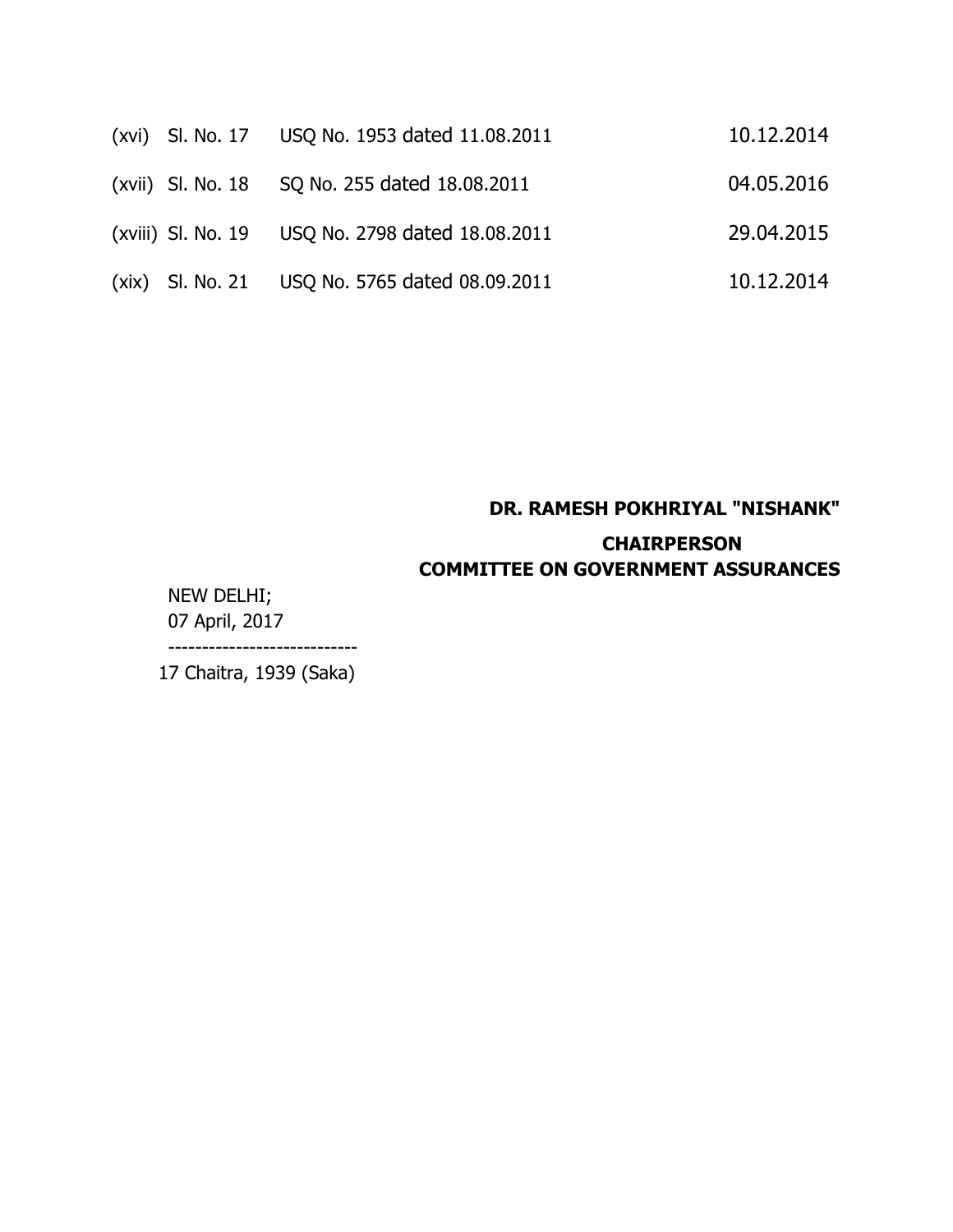| | | | |
|---|---|---|---|
| (xvi) | Sl. No. 17 | USQ No. 1953 dated 11.08.2011 | 10.12.2014 |
| (xvii) | Sl. No. 18 | SQ No. 255 dated 18.08.2011 | 04.05.2016 |
| (xviii) | Sl. No. 19 | USQ No. 2798 dated 18.08.2011 | 29.04.2015 |
| (xix) | Sl. No. 21 | USQ No. 5765 dated 08.09.2011 | 10.12.2014 |

**DR. RAMESH POKHRIYAL "NISHANK"**

**CHAIRPERSON**
**COMMITTEE ON GOVERNMENT ASSURANCES**

NEW DELHI;
07 April, 2017
----------------------------
17 Chaitra, 1939 (Saka)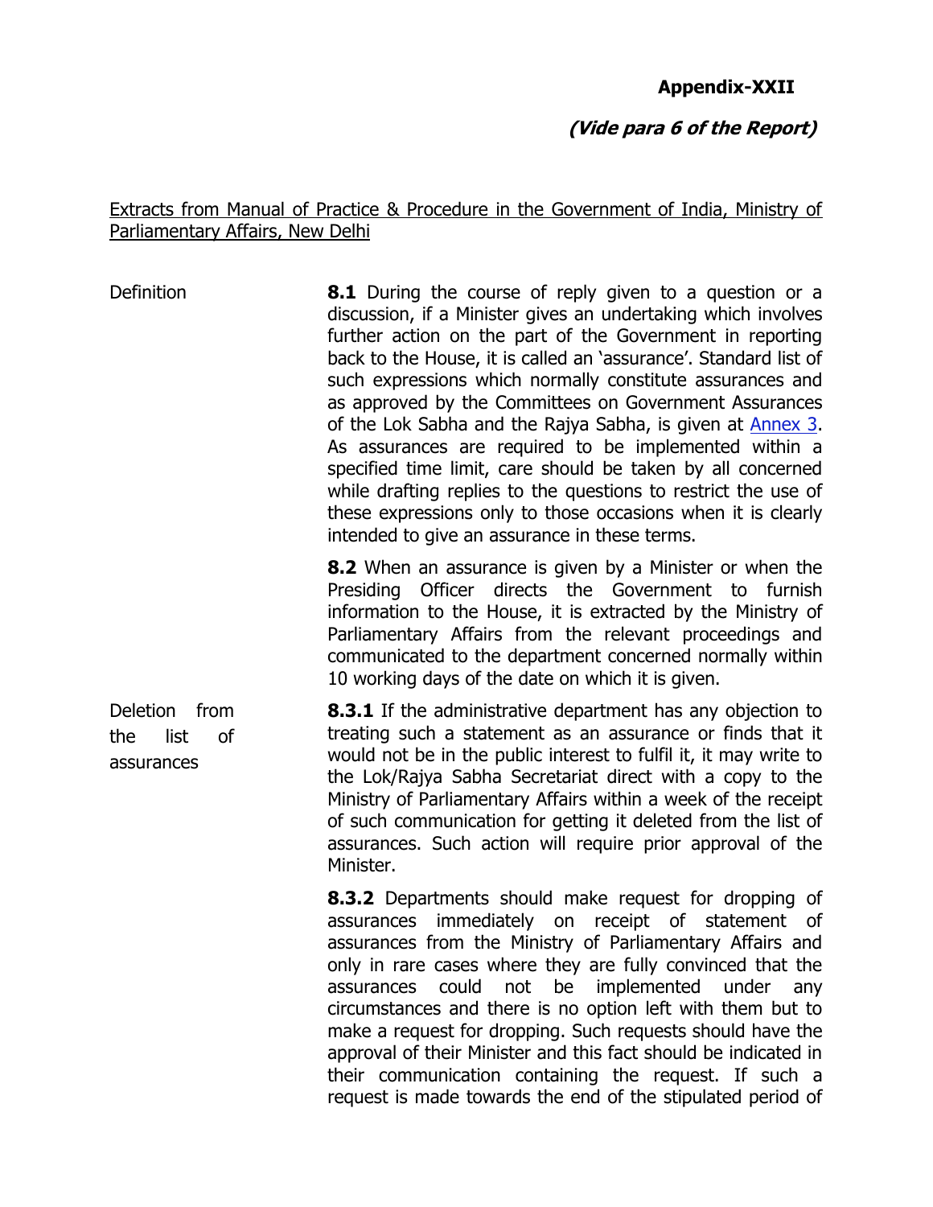**Appendix-XXII**

***(Vide para 6 of the Report)***

Extracts from Manual of Practice & Procedure in the Government of India, Ministry of Parliamentary Affairs, New Delhi

Definition

**8.1** During the course of reply given to a question or a discussion, if a Minister gives an undertaking which involves further action on the part of the Government in reporting back to the House, it is called an 'assurance'. Standard list of such expressions which normally constitute assurances and as approved by the Committees on Government Assurances of the Lok Sabha and the Rajya Sabha, is given at Annex 3. As assurances are required to be implemented within a specified time limit, care should be taken by all concerned while drafting replies to the questions to restrict the use of these expressions only to those occasions when it is clearly intended to give an assurance in these terms.

**8.2** When an assurance is given by a Minister or when the Presiding Officer directs the Government to furnish information to the House, it is extracted by the Ministry of Parliamentary Affairs from the relevant proceedings and communicated to the department concerned normally within 10 working days of the date on which it is given.

Deletion from the list of assurances

**8.3.1** If the administrative department has any objection to treating such a statement as an assurance or finds that it would not be in the public interest to fulfil it, it may write to the Lok/Rajya Sabha Secretariat direct with a copy to the Ministry of Parliamentary Affairs within a week of the receipt of such communication for getting it deleted from the list of assurances. Such action will require prior approval of the Minister.

**8.3.2** Departments should make request for dropping of assurances immediately on receipt of statement of assurances from the Ministry of Parliamentary Affairs and only in rare cases where they are fully convinced that the assurances could not be implemented under any circumstances and there is no option left with them but to make a request for dropping. Such requests should have the approval of their Minister and this fact should be indicated in their communication containing the request. If such a request is made towards the end of the stipulated period of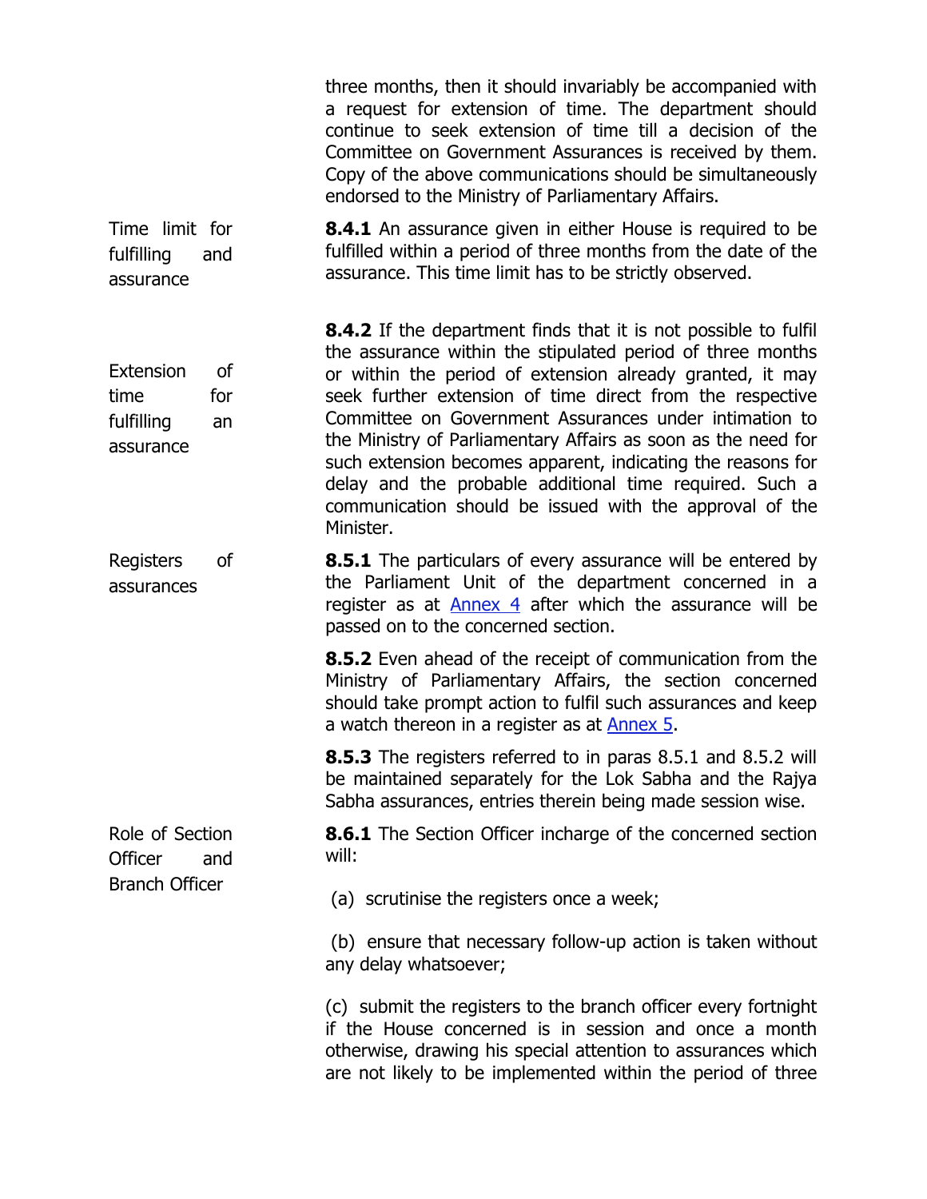three months, then it should invariably be accompanied with a request for extension of time. The department should continue to seek extension of time till a decision of the Committee on Government Assurances is received by them. Copy of the above communications should be simultaneously endorsed to the Ministry of Parliamentary Affairs.

Time limit for fulfilling and assurance

**8.4.1** An assurance given in either House is required to be fulfilled within a period of three months from the date of the assurance. This time limit has to be strictly observed.

Extension of time for fulfilling an assurance

**8.4.2** If the department finds that it is not possible to fulfil the assurance within the stipulated period of three months or within the period of extension already granted, it may seek further extension of time direct from the respective Committee on Government Assurances under intimation to the Ministry of Parliamentary Affairs as soon as the need for such extension becomes apparent, indicating the reasons for delay and the probable additional time required. Such a communication should be issued with the approval of the Minister.

Registers of assurances

**8.5.1** The particulars of every assurance will be entered by the Parliament Unit of the department concerned in a register as at Annex 4 after which the assurance will be passed on to the concerned section.

**8.5.2** Even ahead of the receipt of communication from the Ministry of Parliamentary Affairs, the section concerned should take prompt action to fulfil such assurances and keep a watch thereon in a register as at Annex 5.

**8.5.3** The registers referred to in paras 8.5.1 and 8.5.2 will be maintained separately for the Lok Sabha and the Rajya Sabha assurances, entries therein being made session wise.

Role of Section Officer and Branch Officer

**8.6.1** The Section Officer incharge of the concerned section will:

(a) scrutinise the registers once a week;

(b) ensure that necessary follow-up action is taken without any delay whatsoever;

(c) submit the registers to the branch officer every fortnight if the House concerned is in session and once a month otherwise, drawing his special attention to assurances which are not likely to be implemented within the period of three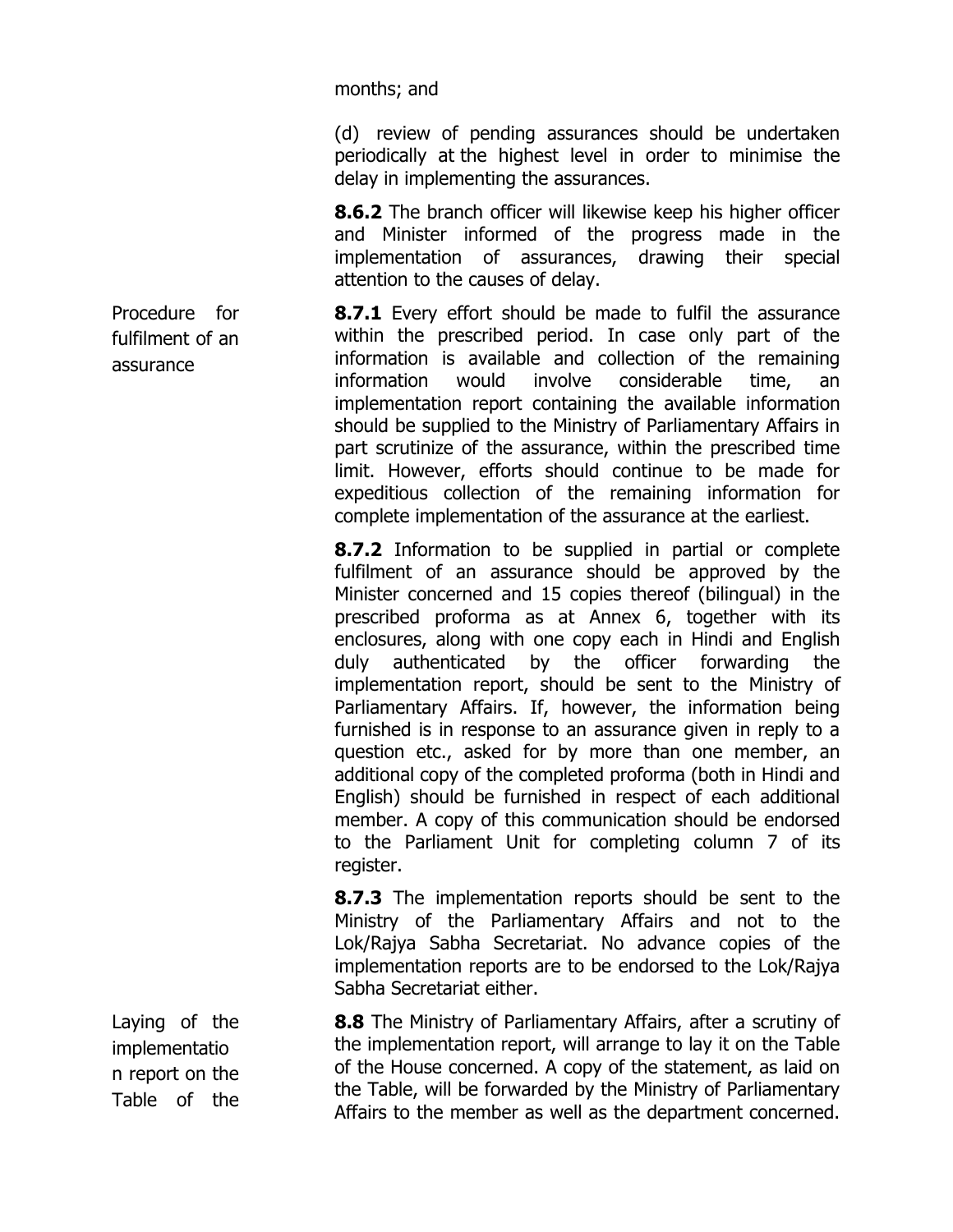months; and

(d) review of pending assurances should be undertaken periodically at the highest level in order to minimise the delay in implementing the assurances.

**8.6.2** The branch officer will likewise keep his higher officer and Minister informed of the progress made in the implementation of assurances, drawing their special attention to the causes of delay.

Procedure for fulfilment of an assurance

**8.7.1** Every effort should be made to fulfil the assurance within the prescribed period. In case only part of the information is available and collection of the remaining information would involve considerable time, an implementation report containing the available information should be supplied to the Ministry of Parliamentary Affairs in part scrutinize of the assurance, within the prescribed time limit. However, efforts should continue to be made for expeditious collection of the remaining information for complete implementation of the assurance at the earliest.

**8.7.2** Information to be supplied in partial or complete fulfilment of an assurance should be approved by the Minister concerned and 15 copies thereof (bilingual) in the prescribed proforma as at Annex 6, together with its enclosures, along with one copy each in Hindi and English duly authenticated by the officer forwarding the implementation report, should be sent to the Ministry of Parliamentary Affairs. If, however, the information being furnished is in response to an assurance given in reply to a question etc., asked for by more than one member, an additional copy of the completed proforma (both in Hindi and English) should be furnished in respect of each additional member. A copy of this communication should be endorsed to the Parliament Unit for completing column 7 of its register.

**8.7.3** The implementation reports should be sent to the Ministry of the Parliamentary Affairs and not to the Lok/Rajya Sabha Secretariat. No advance copies of the implementation reports are to be endorsed to the Lok/Rajya Sabha Secretariat either.

Laying of the implementation report on the Table of the

**8.8** The Ministry of Parliamentary Affairs, after a scrutiny of the implementation report, will arrange to lay it on the Table of the House concerned. A copy of the statement, as laid on the Table, will be forwarded by the Ministry of Parliamentary Affairs to the member as well as the department concerned.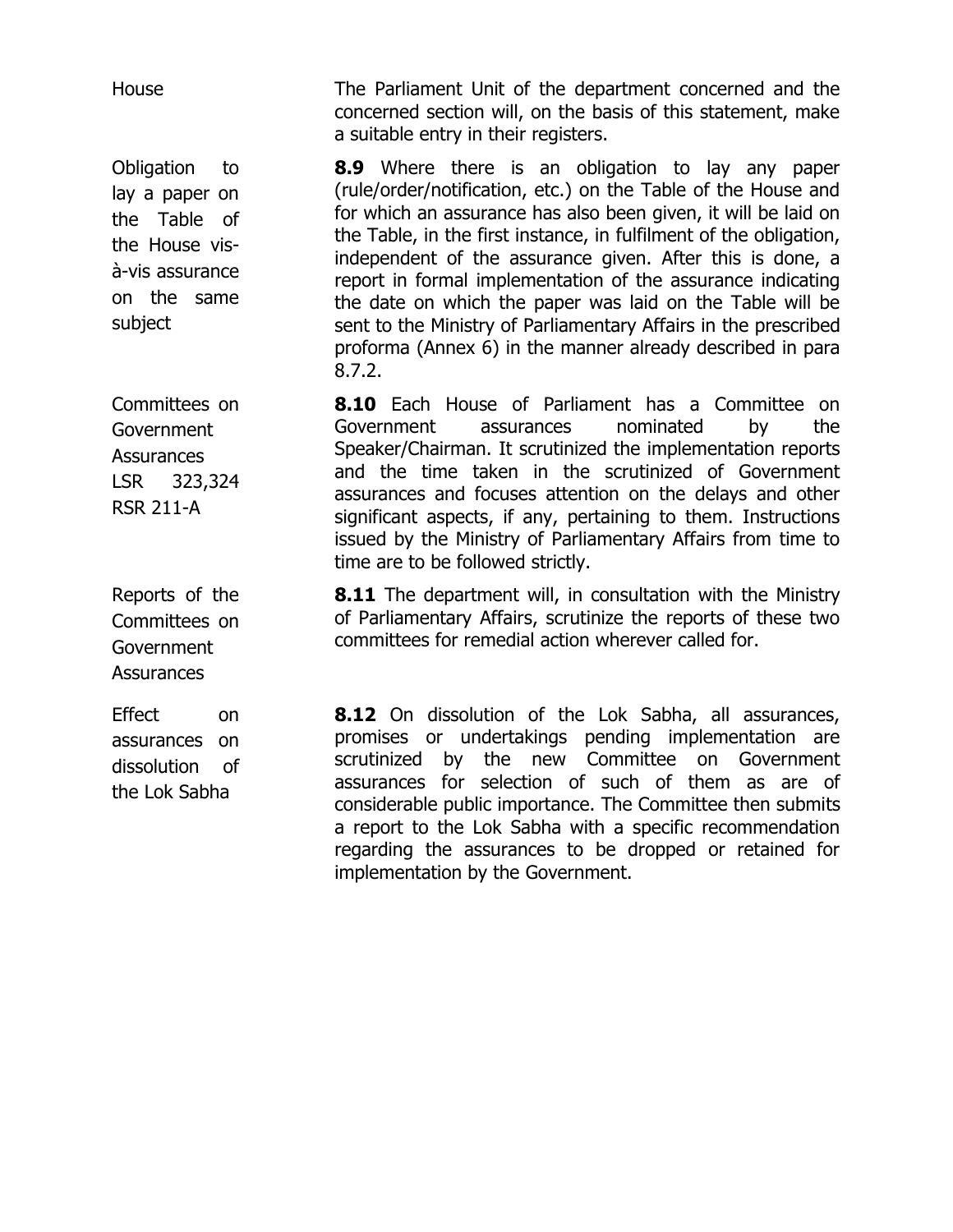House

The Parliament Unit of the department concerned and the concerned section will, on the basis of this statement, make a suitable entry in their registers.

Obligation to lay a paper on the Table of the House vis-à-vis assurance on the same subject

**8.9** Where there is an obligation to lay any paper (rule/order/notification, etc.) on the Table of the House and for which an assurance has also been given, it will be laid on the Table, in the first instance, in fulfilment of the obligation, independent of the assurance given. After this is done, a report in formal implementation of the assurance indicating the date on which the paper was laid on the Table will be sent to the Ministry of Parliamentary Affairs in the prescribed proforma (Annex 6) in the manner already described in para 8.7.2.

Committees on Government Assurances LSR 323,324 RSR 211-A

**8.10** Each House of Parliament has a Committee on Government assurances nominated by the Speaker/Chairman. It scrutinized the implementation reports and the time taken in the scrutinized of Government assurances and focuses attention on the delays and other significant aspects, if any, pertaining to them. Instructions issued by the Ministry of Parliamentary Affairs from time to time are to be followed strictly.

Reports of the Committees on Government Assurances

**8.11** The department will, in consultation with the Ministry of Parliamentary Affairs, scrutinize the reports of these two committees for remedial action wherever called for.

Effect on assurances on dissolution of the Lok Sabha

**8.12** On dissolution of the Lok Sabha, all assurances, promises or undertakings pending implementation are scrutinized by the new Committee on Government assurances for selection of such of them as are of considerable public importance. The Committee then submits a report to the Lok Sabha with a specific recommendation regarding the assurances to be dropped or retained for implementation by the Government.